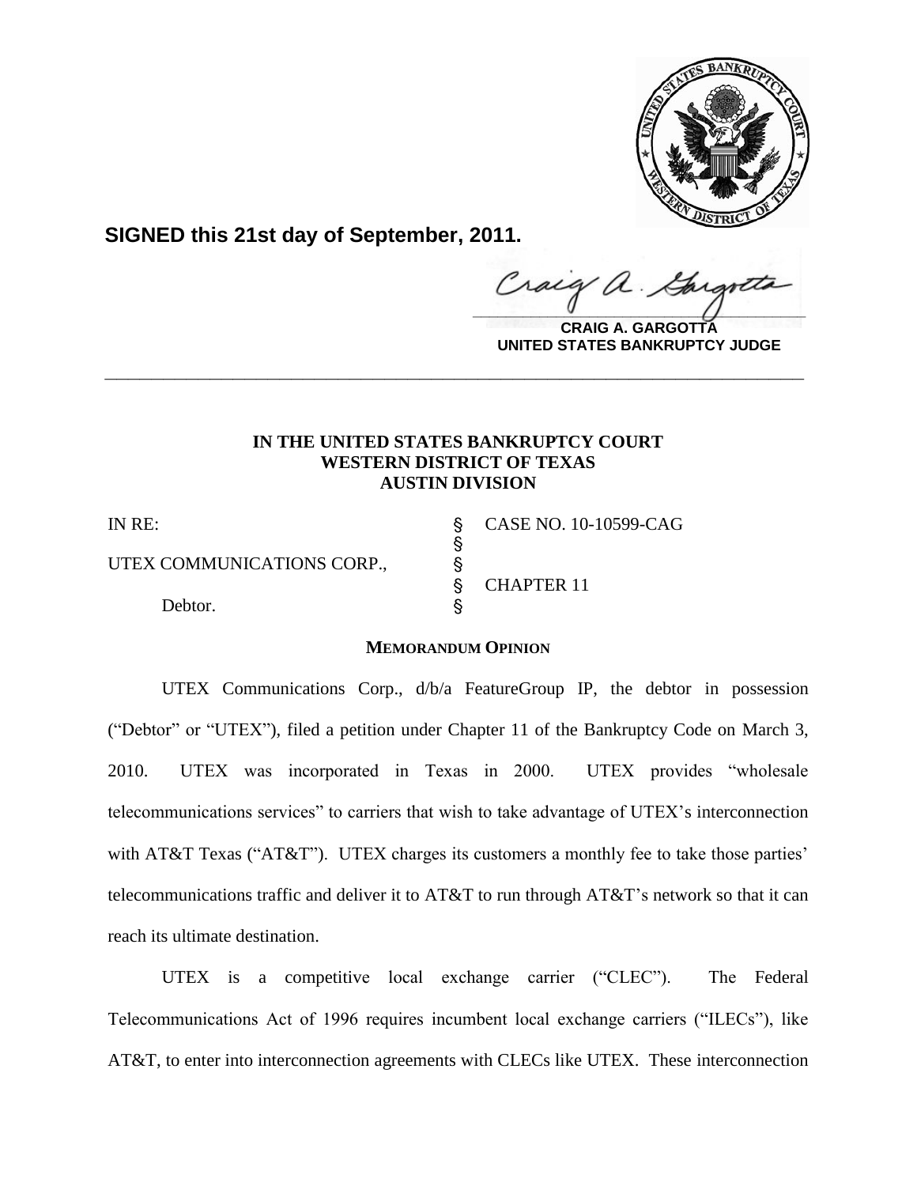**SIGNED this 21st day of September, 2011.**

**CRAIG A. GARGOTTA**
**UNITED STATES BANKRUPTCY JUDGE**

---

**IN THE UNITED STATES BANKRUPTCY COURT**
**WESTERN DISTRICT OF TEXAS**
**AUSTIN DIVISION**

| | | |
|---|---|---|
| IN RE: | § | CASE NO. 10-10599-CAG |
| | § | |
| UTEX COMMUNICATIONS CORP., | § | |
| | § | CHAPTER 11 |
| Debtor. | § | |

**MEMORANDUM OPINION**

UTEX Communications Corp., d/b/a FeatureGroup IP, the debtor in possession ("Debtor" or "UTEX"), filed a petition under Chapter 11 of the Bankruptcy Code on March 3, 2010. UTEX was incorporated in Texas in 2000. UTEX provides "wholesale telecommunications services" to carriers that wish to take advantage of UTEX's interconnection with AT&T Texas ("AT&T"). UTEX charges its customers a monthly fee to take those parties' telecommunications traffic and deliver it to AT&T to run through AT&T's network so that it can reach its ultimate destination.

UTEX is a competitive local exchange carrier ("CLEC"). The Federal Telecommunications Act of 1996 requires incumbent local exchange carriers ("ILECs"), like AT&T, to enter into interconnection agreements with CLECs like UTEX. These interconnection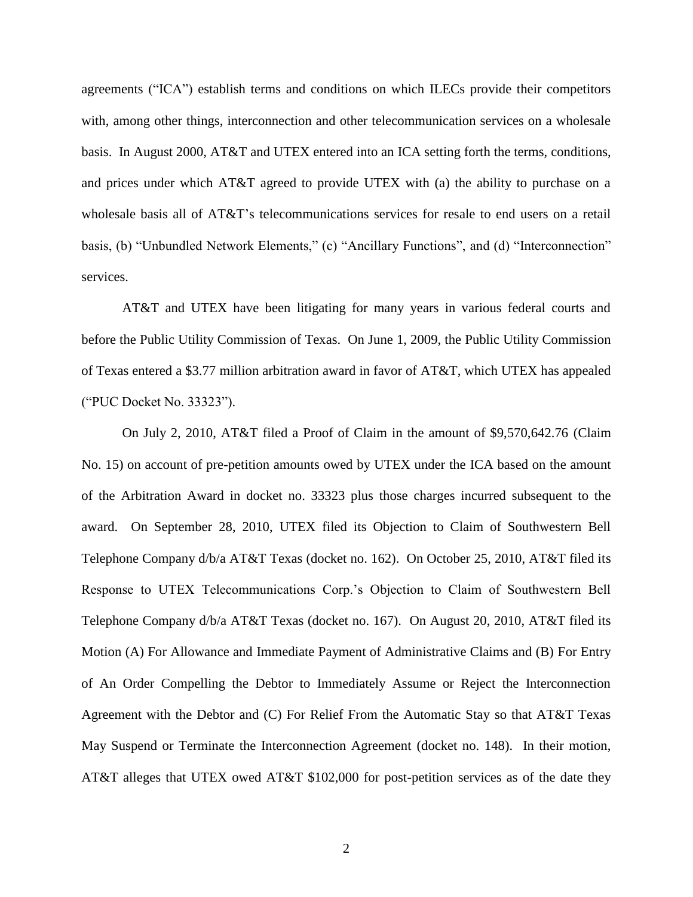agreements ("ICA") establish terms and conditions on which ILECs provide their competitors with, among other things, interconnection and other telecommunication services on a wholesale basis. In August 2000, AT&T and UTEX entered into an ICA setting forth the terms, conditions, and prices under which AT&T agreed to provide UTEX with (a) the ability to purchase on a wholesale basis all of AT&T's telecommunications services for resale to end users on a retail basis, (b) "Unbundled Network Elements," (c) "Ancillary Functions", and (d) "Interconnection" services.

AT&T and UTEX have been litigating for many years in various federal courts and before the Public Utility Commission of Texas. On June 1, 2009, the Public Utility Commission of Texas entered a $3.77 million arbitration award in favor of AT&T, which UTEX has appealed ("PUC Docket No. 33323").

On July 2, 2010, AT&T filed a Proof of Claim in the amount of $9,570,642.76 (Claim No. 15) on account of pre-petition amounts owed by UTEX under the ICA based on the amount of the Arbitration Award in docket no. 33323 plus those charges incurred subsequent to the award. On September 28, 2010, UTEX filed its Objection to Claim of Southwestern Bell Telephone Company d/b/a AT&T Texas (docket no. 162). On October 25, 2010, AT&T filed its Response to UTEX Telecommunications Corp.'s Objection to Claim of Southwestern Bell Telephone Company d/b/a AT&T Texas (docket no. 167). On August 20, 2010, AT&T filed its Motion (A) For Allowance and Immediate Payment of Administrative Claims and (B) For Entry of An Order Compelling the Debtor to Immediately Assume or Reject the Interconnection Agreement with the Debtor and (C) For Relief From the Automatic Stay so that AT&T Texas May Suspend or Terminate the Interconnection Agreement (docket no. 148). In their motion, AT&T alleges that UTEX owed AT&T $102,000 for post-petition services as of the date they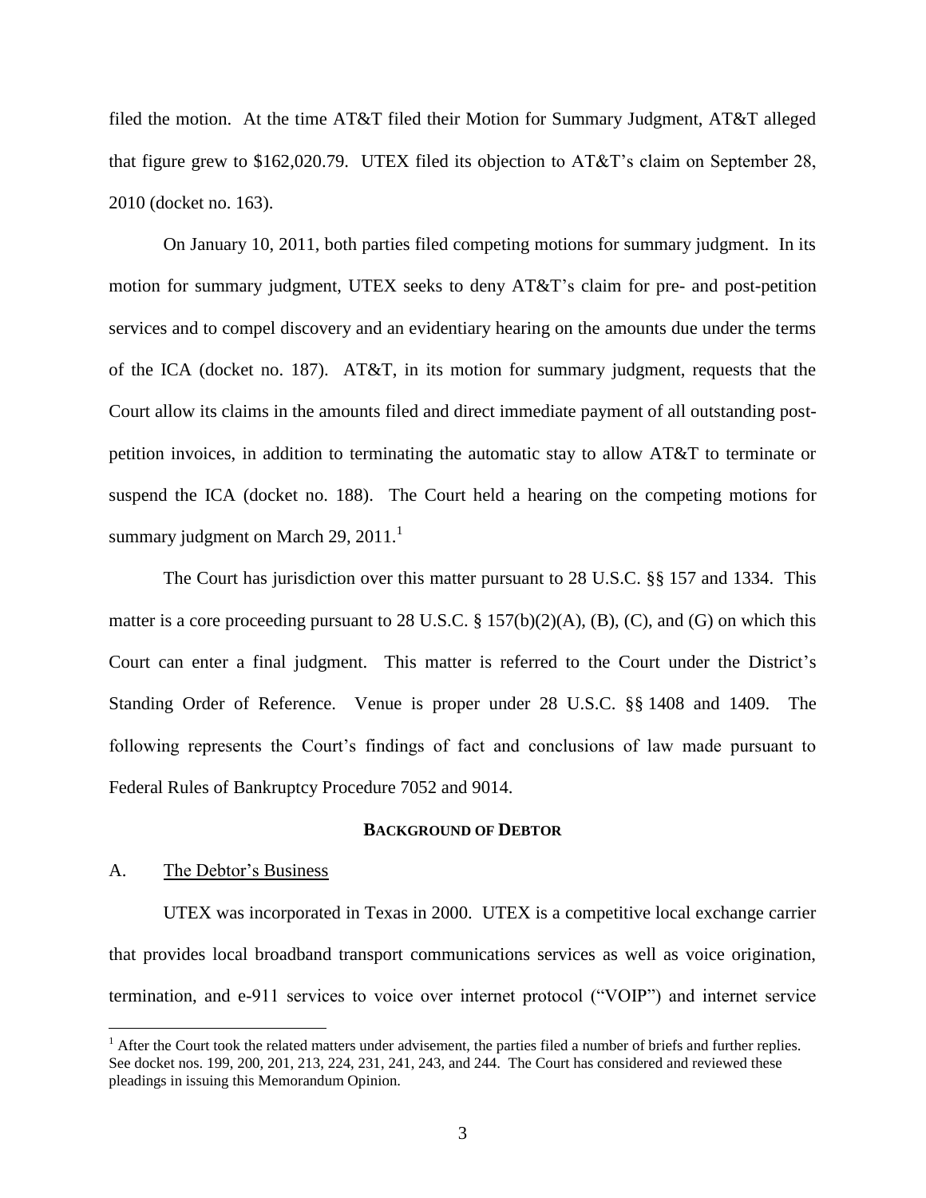filed the motion. At the time AT&T filed their Motion for Summary Judgment, AT&T alleged that figure grew to $162,020.79. UTEX filed its objection to AT&T's claim on September 28, 2010 (docket no. 163).

On January 10, 2011, both parties filed competing motions for summary judgment. In its motion for summary judgment, UTEX seeks to deny AT&T's claim for pre- and post-petition services and to compel discovery and an evidentiary hearing on the amounts due under the terms of the ICA (docket no. 187). AT&T, in its motion for summary judgment, requests that the Court allow its claims in the amounts filed and direct immediate payment of all outstanding post-petition invoices, in addition to terminating the automatic stay to allow AT&T to terminate or suspend the ICA (docket no. 188). The Court held a hearing on the competing motions for summary judgment on March 29, 2011.[1]

The Court has jurisdiction over this matter pursuant to 28 U.S.C. §§ 157 and 1334. This matter is a core proceeding pursuant to 28 U.S.C. § 157(b)(2)(A), (B), (C), and (G) on which this Court can enter a final judgment. This matter is referred to the Court under the District's Standing Order of Reference. Venue is proper under 28 U.S.C. §§ 1408 and 1409. The following represents the Court's findings of fact and conclusions of law made pursuant to Federal Rules of Bankruptcy Procedure 7052 and 9014.

## BACKGROUND OF DEBTOR

A. <u>The Debtor's Business</u>

UTEX was incorporated in Texas in 2000. UTEX is a competitive local exchange carrier that provides local broadband transport communications services as well as voice origination, termination, and e-911 services to voice over internet protocol ("VOIP") and internet service

[1] After the Court took the related matters under advisement, the parties filed a number of briefs and further replies. See docket nos. 199, 200, 201, 213, 224, 231, 241, 243, and 244. The Court has considered and reviewed these pleadings in issuing this Memorandum Opinion.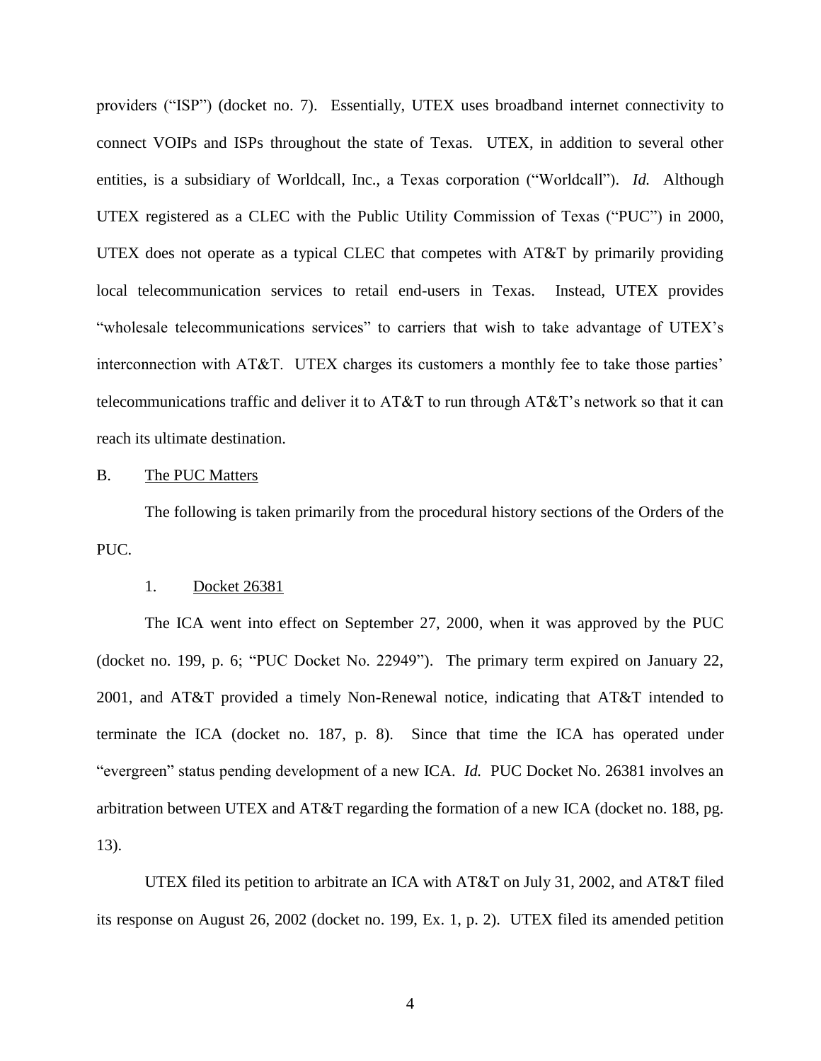providers ("ISP") (docket no. 7). Essentially, UTEX uses broadband internet connectivity to connect VOIPs and ISPs throughout the state of Texas. UTEX, in addition to several other entities, is a subsidiary of Worldcall, Inc., a Texas corporation ("Worldcall"). *Id.* Although UTEX registered as a CLEC with the Public Utility Commission of Texas ("PUC") in 2000, UTEX does not operate as a typical CLEC that competes with AT&T by primarily providing local telecommunication services to retail end-users in Texas. Instead, UTEX provides "wholesale telecommunications services" to carriers that wish to take advantage of UTEX's interconnection with AT&T. UTEX charges its customers a monthly fee to take those parties' telecommunications traffic and deliver it to AT&T to run through AT&T's network so that it can reach its ultimate destination.

B. The PUC Matters

The following is taken primarily from the procedural history sections of the Orders of the PUC.

1. Docket 26381

The ICA went into effect on September 27, 2000, when it was approved by the PUC (docket no. 199, p. 6; "PUC Docket No. 22949"). The primary term expired on January 22, 2001, and AT&T provided a timely Non-Renewal notice, indicating that AT&T intended to terminate the ICA (docket no. 187, p. 8). Since that time the ICA has operated under "evergreen" status pending development of a new ICA. *Id.* PUC Docket No. 26381 involves an arbitration between UTEX and AT&T regarding the formation of a new ICA (docket no. 188, pg. 13).

UTEX filed its petition to arbitrate an ICA with AT&T on July 31, 2002, and AT&T filed its response on August 26, 2002 (docket no. 199, Ex. 1, p. 2). UTEX filed its amended petition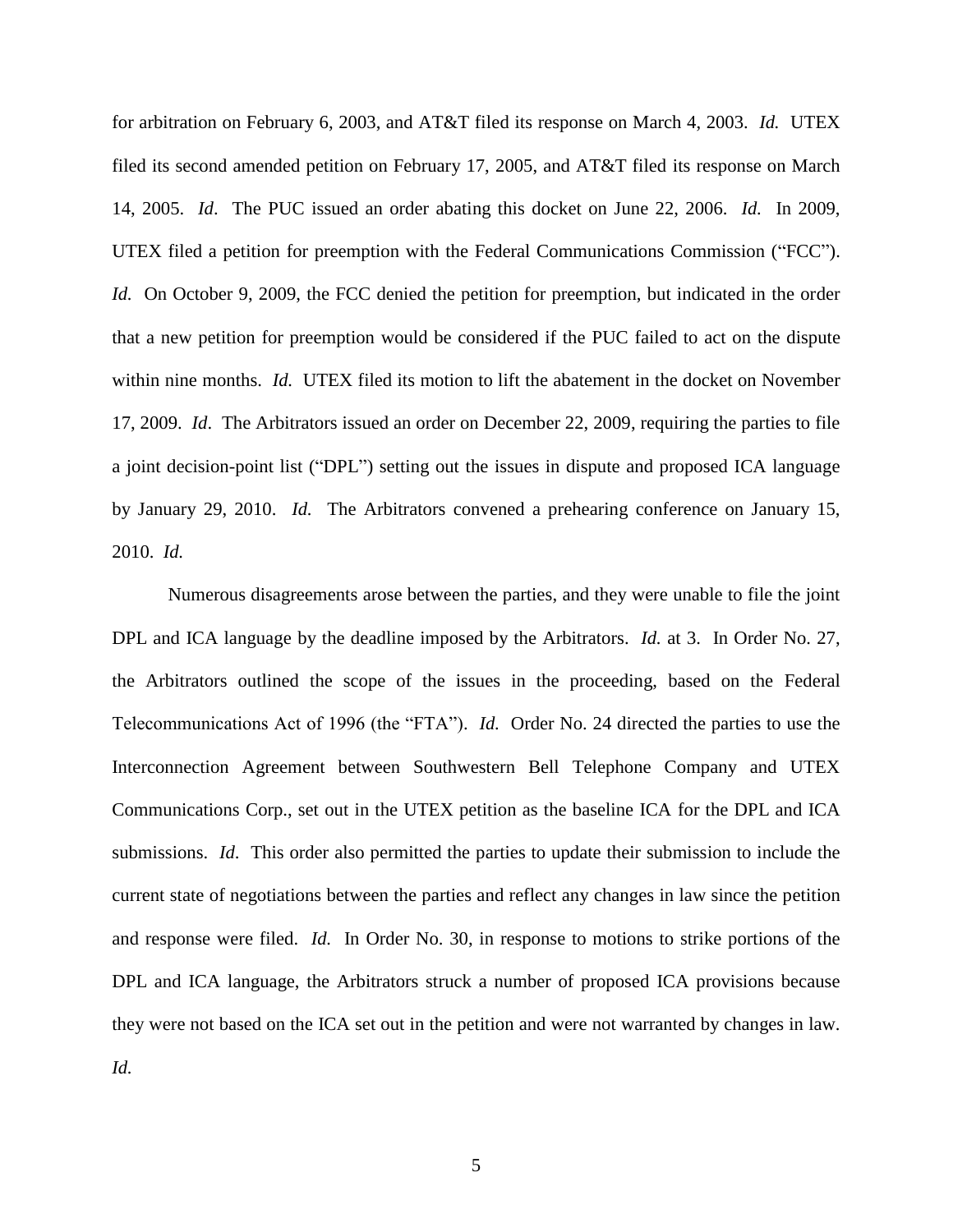for arbitration on February 6, 2003, and AT&T filed its response on March 4, 2003. *Id.* UTEX filed its second amended petition on February 17, 2005, and AT&T filed its response on March 14, 2005. *Id*. The PUC issued an order abating this docket on June 22, 2006. *Id.* In 2009, UTEX filed a petition for preemption with the Federal Communications Commission ("FCC"). *Id.* On October 9, 2009, the FCC denied the petition for preemption, but indicated in the order that a new petition for preemption would be considered if the PUC failed to act on the dispute within nine months. *Id.* UTEX filed its motion to lift the abatement in the docket on November 17, 2009. *Id*. The Arbitrators issued an order on December 22, 2009, requiring the parties to file a joint decision-point list ("DPL") setting out the issues in dispute and proposed ICA language by January 29, 2010. *Id.* The Arbitrators convened a prehearing conference on January 15, 2010. *Id.*

Numerous disagreements arose between the parties, and they were unable to file the joint DPL and ICA language by the deadline imposed by the Arbitrators. *Id.* at 3. In Order No. 27, the Arbitrators outlined the scope of the issues in the proceeding, based on the Federal Telecommunications Act of 1996 (the "FTA"). *Id.* Order No. 24 directed the parties to use the Interconnection Agreement between Southwestern Bell Telephone Company and UTEX Communications Corp., set out in the UTEX petition as the baseline ICA for the DPL and ICA submissions. *Id*. This order also permitted the parties to update their submission to include the current state of negotiations between the parties and reflect any changes in law since the petition and response were filed. *Id.* In Order No. 30, in response to motions to strike portions of the DPL and ICA language, the Arbitrators struck a number of proposed ICA provisions because they were not based on the ICA set out in the petition and were not warranted by changes in law. *Id.*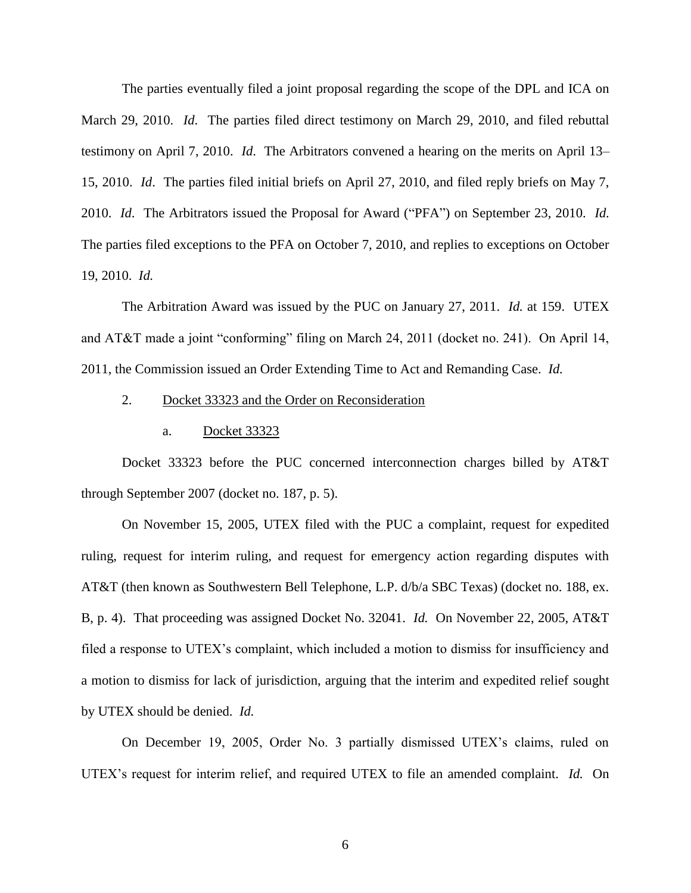The parties eventually filed a joint proposal regarding the scope of the DPL and ICA on March 29, 2010. *Id*. The parties filed direct testimony on March 29, 2010, and filed rebuttal testimony on April 7, 2010. *Id*. The Arbitrators convened a hearing on the merits on April 13–15, 2010. *Id*. The parties filed initial briefs on April 27, 2010, and filed reply briefs on May 7, 2010. *Id*. The Arbitrators issued the Proposal for Award ("PFA") on September 23, 2010. *Id.* The parties filed exceptions to the PFA on October 7, 2010, and replies to exceptions on October 19, 2010. *Id.*

The Arbitration Award was issued by the PUC on January 27, 2011. *Id.* at 159. UTEX and AT&T made a joint "conforming" filing on March 24, 2011 (docket no. 241). On April 14, 2011, the Commission issued an Order Extending Time to Act and Remanding Case. *Id.*

2. <u>Docket 33323 and the Order on Reconsideration</u>

a. <u>Docket 33323</u>

Docket 33323 before the PUC concerned interconnection charges billed by AT&T through September 2007 (docket no. 187, p. 5).

On November 15, 2005, UTEX filed with the PUC a complaint, request for expedited ruling, request for interim ruling, and request for emergency action regarding disputes with AT&T (then known as Southwestern Bell Telephone, L.P. d/b/a SBC Texas) (docket no. 188, ex. B, p. 4). That proceeding was assigned Docket No. 32041. *Id.* On November 22, 2005, AT&T filed a response to UTEX's complaint, which included a motion to dismiss for insufficiency and a motion to dismiss for lack of jurisdiction, arguing that the interim and expedited relief sought by UTEX should be denied. *Id.*

On December 19, 2005, Order No. 3 partially dismissed UTEX's claims, ruled on UTEX's request for interim relief, and required UTEX to file an amended complaint. *Id.* On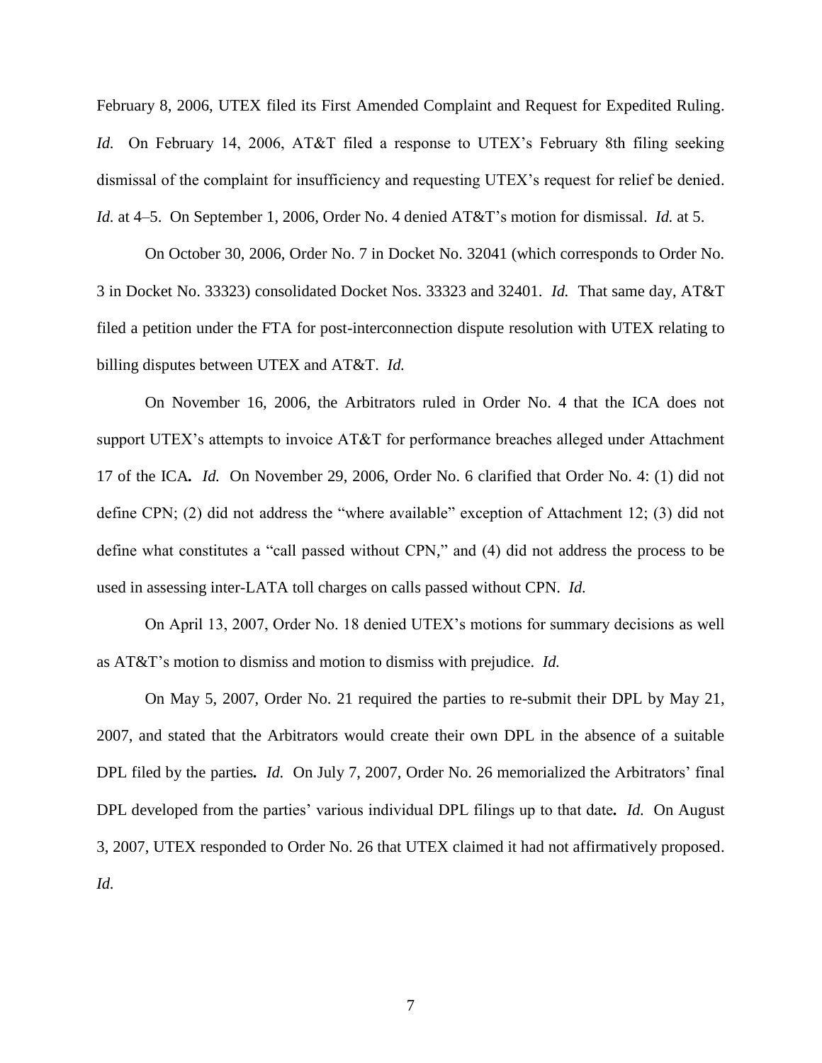February 8, 2006, UTEX filed its First Amended Complaint and Request for Expedited Ruling. *Id.* On February 14, 2006, AT&T filed a response to UTEX's February 8th filing seeking dismissal of the complaint for insufficiency and requesting UTEX's request for relief be denied. *Id.* at 4–5. On September 1, 2006, Order No. 4 denied AT&T's motion for dismissal. *Id.* at 5.

On October 30, 2006, Order No. 7 in Docket No. 32041 (which corresponds to Order No. 3 in Docket No. 33323) consolidated Docket Nos. 33323 and 32401. *Id.* That same day, AT&T filed a petition under the FTA for post-interconnection dispute resolution with UTEX relating to billing disputes between UTEX and AT&T. *Id.*

On November 16, 2006, the Arbitrators ruled in Order No. 4 that the ICA does not support UTEX's attempts to invoice AT&T for performance breaches alleged under Attachment 17 of the ICA**.** *Id.* On November 29, 2006, Order No. 6 clarified that Order No. 4: (1) did not define CPN; (2) did not address the "where available" exception of Attachment 12; (3) did not define what constitutes a "call passed without CPN," and (4) did not address the process to be used in assessing inter-LATA toll charges on calls passed without CPN. *Id.*

On April 13, 2007, Order No. 18 denied UTEX's motions for summary decisions as well as AT&T's motion to dismiss and motion to dismiss with prejudice. *Id.*

On May 5, 2007, Order No. 21 required the parties to re-submit their DPL by May 21, 2007, and stated that the Arbitrators would create their own DPL in the absence of a suitable DPL filed by the parties**.** *Id.* On July 7, 2007, Order No. 26 memorialized the Arbitrators' final DPL developed from the parties' various individual DPL filings up to that date**.** *Id.* On August 3, 2007, UTEX responded to Order No. 26 that UTEX claimed it had not affirmatively proposed. *Id.*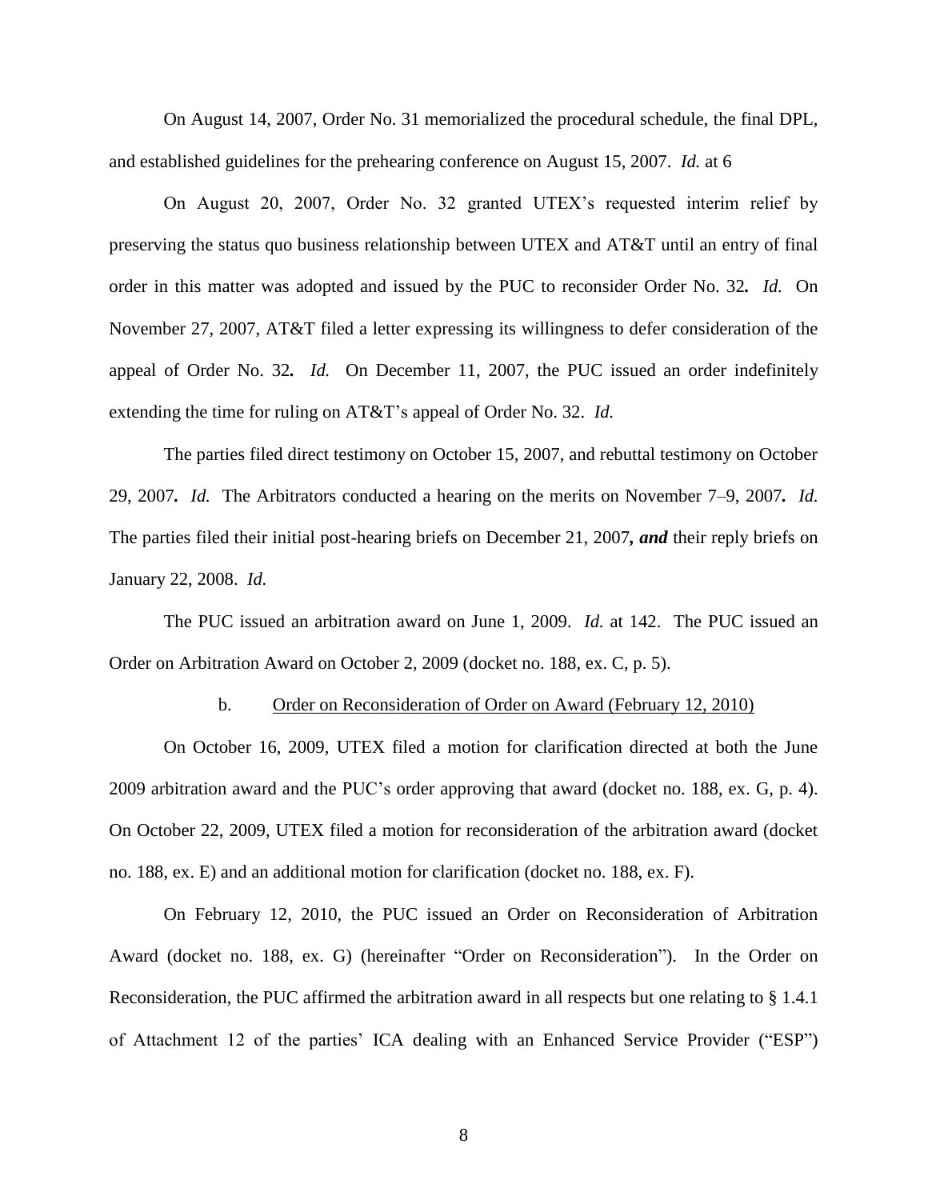On August 14, 2007, Order No. 31 memorialized the procedural schedule, the final DPL, and established guidelines for the prehearing conference on August 15, 2007. *Id.* at 6

On August 20, 2007, Order No. 32 granted UTEX's requested interim relief by preserving the status quo business relationship between UTEX and AT&T until an entry of final order in this matter was adopted and issued by the PUC to reconsider Order No. 32**.** *Id.* On November 27, 2007, AT&T filed a letter expressing its willingness to defer consideration of the appeal of Order No. 32**.** *Id.* On December 11, 2007, the PUC issued an order indefinitely extending the time for ruling on AT&T's appeal of Order No. 32. *Id.*

The parties filed direct testimony on October 15, 2007, and rebuttal testimony on October 29, 2007**.** *Id.* The Arbitrators conducted a hearing on the merits on November 7–9, 2007**.** *Id.* The parties filed their initial post-hearing briefs on December 21, 2007***, and*** their reply briefs on January 22, 2008. *Id.*

The PUC issued an arbitration award on June 1, 2009. *Id.* at 142. The PUC issued an Order on Arbitration Award on October 2, 2009 (docket no. 188, ex. C, p. 5).

b. Order on Reconsideration of Order on Award (February 12, 2010)

On October 16, 2009, UTEX filed a motion for clarification directed at both the June 2009 arbitration award and the PUC's order approving that award (docket no. 188, ex. G, p. 4). On October 22, 2009, UTEX filed a motion for reconsideration of the arbitration award (docket no. 188, ex. E) and an additional motion for clarification (docket no. 188, ex. F).

On February 12, 2010, the PUC issued an Order on Reconsideration of Arbitration Award (docket no. 188, ex. G) (hereinafter "Order on Reconsideration"). In the Order on Reconsideration, the PUC affirmed the arbitration award in all respects but one relating to § 1.4.1 of Attachment 12 of the parties' ICA dealing with an Enhanced Service Provider ("ESP")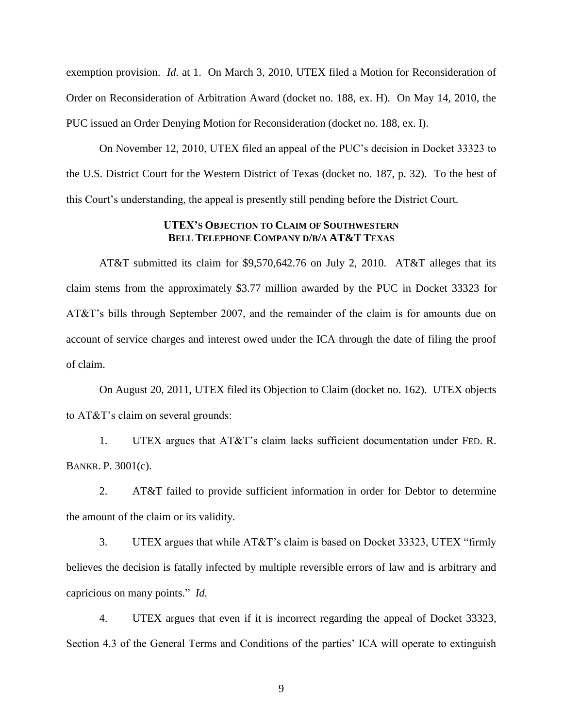exemption provision. *Id.* at 1. On March 3, 2010, UTEX filed a Motion for Reconsideration of Order on Reconsideration of Arbitration Award (docket no. 188, ex. H). On May 14, 2010, the PUC issued an Order Denying Motion for Reconsideration (docket no. 188, ex. I).

On November 12, 2010, UTEX filed an appeal of the PUC's decision in Docket 33323 to the U.S. District Court for the Western District of Texas (docket no. 187, p. 32). To the best of this Court's understanding, the appeal is presently still pending before the District Court.

### UTEX's Objection to Claim of Southwestern Bell Telephone Company d/b/a AT&T Texas

AT&T submitted its claim for $9,570,642.76 on July 2, 2010. AT&T alleges that its claim stems from the approximately $3.77 million awarded by the PUC in Docket 33323 for AT&T's bills through September 2007, and the remainder of the claim is for amounts due on account of service charges and interest owed under the ICA through the date of filing the proof of claim.

On August 20, 2011, UTEX filed its Objection to Claim (docket no. 162). UTEX objects to AT&T's claim on several grounds:

1. UTEX argues that AT&T's claim lacks sufficient documentation under FED. R. BANKR. P. 3001(c).

2. AT&T failed to provide sufficient information in order for Debtor to determine the amount of the claim or its validity.

3. UTEX argues that while AT&T's claim is based on Docket 33323, UTEX "firmly believes the decision is fatally infected by multiple reversible errors of law and is arbitrary and capricious on many points." *Id.*

4. UTEX argues that even if it is incorrect regarding the appeal of Docket 33323, Section 4.3 of the General Terms and Conditions of the parties' ICA will operate to extinguish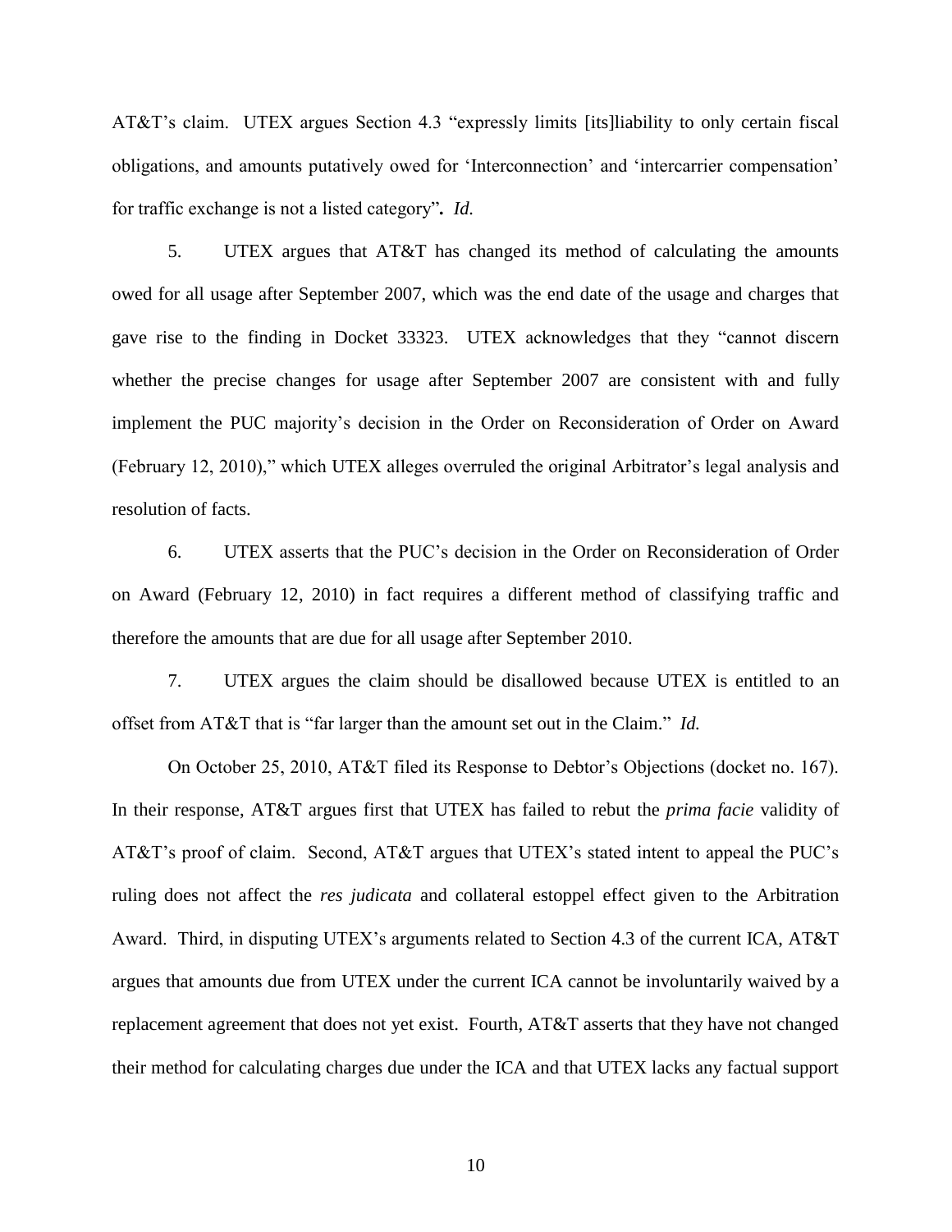AT&T's claim. UTEX argues Section 4.3 "expressly limits [its]liability to only certain fiscal obligations, and amounts putatively owed for 'Interconnection' and 'intercarrier compensation' for traffic exchange is not a listed category"**.** *Id.*

5. UTEX argues that AT&T has changed its method of calculating the amounts owed for all usage after September 2007, which was the end date of the usage and charges that gave rise to the finding in Docket 33323. UTEX acknowledges that they "cannot discern whether the precise changes for usage after September 2007 are consistent with and fully implement the PUC majority's decision in the Order on Reconsideration of Order on Award (February 12, 2010)," which UTEX alleges overruled the original Arbitrator's legal analysis and resolution of facts.

6. UTEX asserts that the PUC's decision in the Order on Reconsideration of Order on Award (February 12, 2010) in fact requires a different method of classifying traffic and therefore the amounts that are due for all usage after September 2010.

7. UTEX argues the claim should be disallowed because UTEX is entitled to an offset from AT&T that is "far larger than the amount set out in the Claim." *Id.*

On October 25, 2010, AT&T filed its Response to Debtor's Objections (docket no. 167). In their response, AT&T argues first that UTEX has failed to rebut the *prima facie* validity of AT&T's proof of claim. Second, AT&T argues that UTEX's stated intent to appeal the PUC's ruling does not affect the *res judicata* and collateral estoppel effect given to the Arbitration Award. Third, in disputing UTEX's arguments related to Section 4.3 of the current ICA, AT&T argues that amounts due from UTEX under the current ICA cannot be involuntarily waived by a replacement agreement that does not yet exist. Fourth, AT&T asserts that they have not changed their method for calculating charges due under the ICA and that UTEX lacks any factual support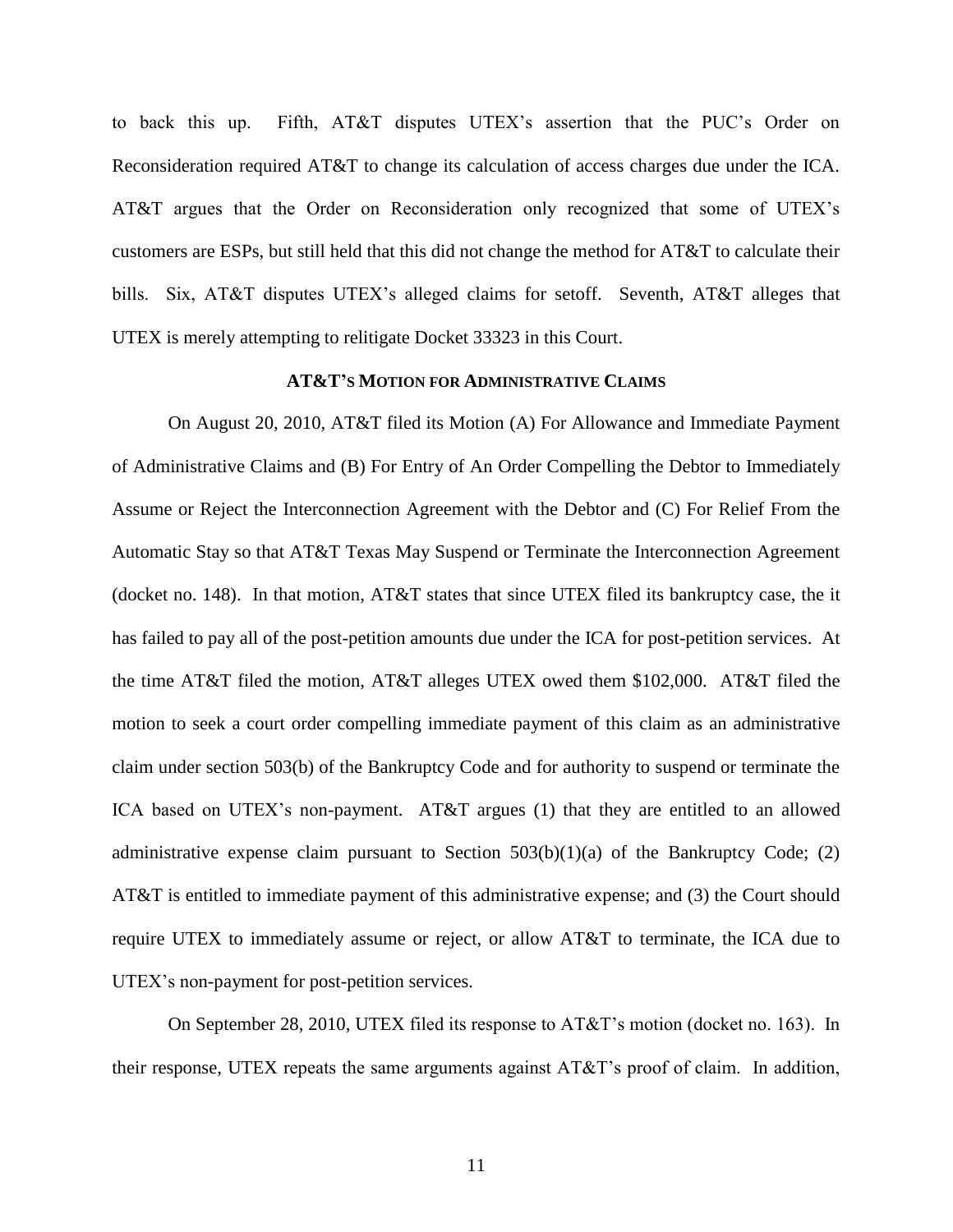to back this up. Fifth, AT&T disputes UTEX's assertion that the PUC's Order on Reconsideration required AT&T to change its calculation of access charges due under the ICA. AT&T argues that the Order on Reconsideration only recognized that some of UTEX's customers are ESPs, but still held that this did not change the method for AT&T to calculate their bills. Six, AT&T disputes UTEX's alleged claims for setoff. Seventh, AT&T alleges that UTEX is merely attempting to relitigate Docket 33323 in this Court.

## AT&T'S MOTION FOR ADMINISTRATIVE CLAIMS

On August 20, 2010, AT&T filed its Motion (A) For Allowance and Immediate Payment of Administrative Claims and (B) For Entry of An Order Compelling the Debtor to Immediately Assume or Reject the Interconnection Agreement with the Debtor and (C) For Relief From the Automatic Stay so that AT&T Texas May Suspend or Terminate the Interconnection Agreement (docket no. 148). In that motion, AT&T states that since UTEX filed its bankruptcy case, the it has failed to pay all of the post-petition amounts due under the ICA for post-petition services. At the time AT&T filed the motion, AT&T alleges UTEX owed them $102,000. AT&T filed the motion to seek a court order compelling immediate payment of this claim as an administrative claim under section 503(b) of the Bankruptcy Code and for authority to suspend or terminate the ICA based on UTEX's non-payment. AT&T argues (1) that they are entitled to an allowed administrative expense claim pursuant to Section 503(b)(1)(a) of the Bankruptcy Code; (2) AT&T is entitled to immediate payment of this administrative expense; and (3) the Court should require UTEX to immediately assume or reject, or allow AT&T to terminate, the ICA due to UTEX's non-payment for post-petition services.

On September 28, 2010, UTEX filed its response to AT&T's motion (docket no. 163). In their response, UTEX repeats the same arguments against AT&T's proof of claim. In addition,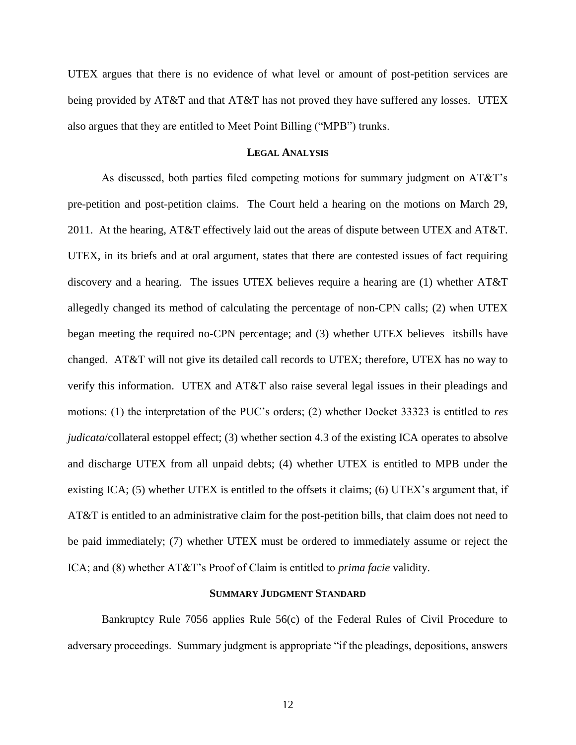UTEX argues that there is no evidence of what level or amount of post-petition services are being provided by AT&T and that AT&T has not proved they have suffered any losses. UTEX also argues that they are entitled to Meet Point Billing ("MPB") trunks.

## LEGAL ANALYSIS

As discussed, both parties filed competing motions for summary judgment on AT&T's pre-petition and post-petition claims. The Court held a hearing on the motions on March 29, 2011. At the hearing, AT&T effectively laid out the areas of dispute between UTEX and AT&T. UTEX, in its briefs and at oral argument, states that there are contested issues of fact requiring discovery and a hearing. The issues UTEX believes require a hearing are (1) whether AT&T allegedly changed its method of calculating the percentage of non-CPN calls; (2) when UTEX began meeting the required no-CPN percentage; and (3) whether UTEX believes itsbills have changed. AT&T will not give its detailed call records to UTEX; therefore, UTEX has no way to verify this information. UTEX and AT&T also raise several legal issues in their pleadings and motions: (1) the interpretation of the PUC's orders; (2) whether Docket 33323 is entitled to *res judicata*/collateral estoppel effect; (3) whether section 4.3 of the existing ICA operates to absolve and discharge UTEX from all unpaid debts; (4) whether UTEX is entitled to MPB under the existing ICA; (5) whether UTEX is entitled to the offsets it claims; (6) UTEX's argument that, if AT&T is entitled to an administrative claim for the post-petition bills, that claim does not need to be paid immediately; (7) whether UTEX must be ordered to immediately assume or reject the ICA; and (8) whether AT&T's Proof of Claim is entitled to *prima facie* validity.

## SUMMARY JUDGMENT STANDARD

Bankruptcy Rule 7056 applies Rule 56(c) of the Federal Rules of Civil Procedure to adversary proceedings. Summary judgment is appropriate "if the pleadings, depositions, answers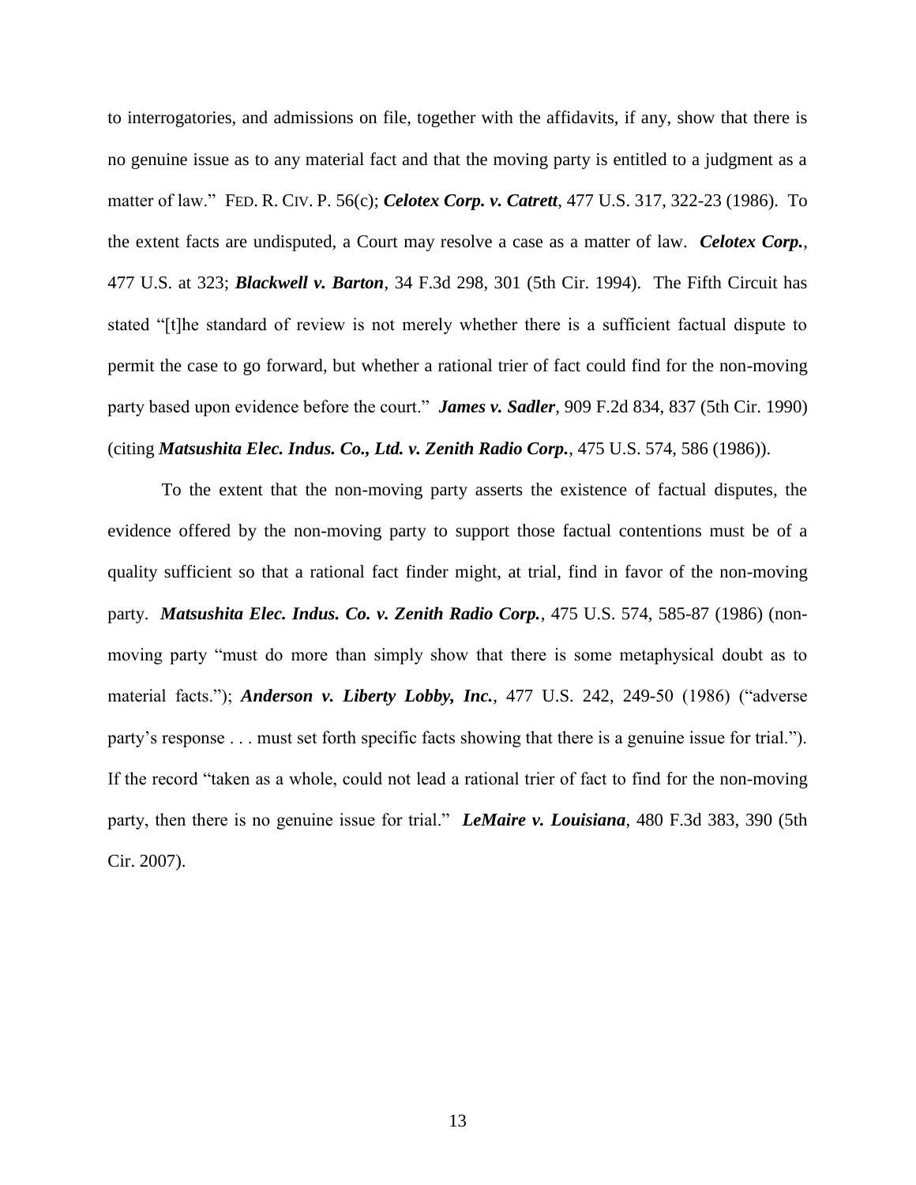to interrogatories, and admissions on file, together with the affidavits, if any, show that there is no genuine issue as to any material fact and that the moving party is entitled to a judgment as a matter of law." FED. R. CIV. P. 56(c); ***Celotex Corp. v. Catrett***, 477 U.S. 317, 322-23 (1986). To the extent facts are undisputed, a Court may resolve a case as a matter of law. ***Celotex Corp.***, 477 U.S. at 323; ***Blackwell v. Barton***, 34 F.3d 298, 301 (5th Cir. 1994). The Fifth Circuit has stated "[t]he standard of review is not merely whether there is a sufficient factual dispute to permit the case to go forward, but whether a rational trier of fact could find for the non-moving party based upon evidence before the court." ***James v. Sadler***, 909 F.2d 834, 837 (5th Cir. 1990) (citing ***Matsushita Elec. Indus. Co., Ltd. v. Zenith Radio Corp.***, 475 U.S. 574, 586 (1986)).

To the extent that the non-moving party asserts the existence of factual disputes, the evidence offered by the non-moving party to support those factual contentions must be of a quality sufficient so that a rational fact finder might, at trial, find in favor of the non-moving party. ***Matsushita Elec. Indus. Co. v. Zenith Radio Corp.***, 475 U.S. 574, 585-87 (1986) (non-moving party "must do more than simply show that there is some metaphysical doubt as to material facts."); ***Anderson v. Liberty Lobby, Inc.***, 477 U.S. 242, 249-50 (1986) ("adverse party's response . . . must set forth specific facts showing that there is a genuine issue for trial."). If the record "taken as a whole, could not lead a rational trier of fact to find for the non-moving party, then there is no genuine issue for trial." ***LeMaire v. Louisiana***, 480 F.3d 383, 390 (5th Cir. 2007).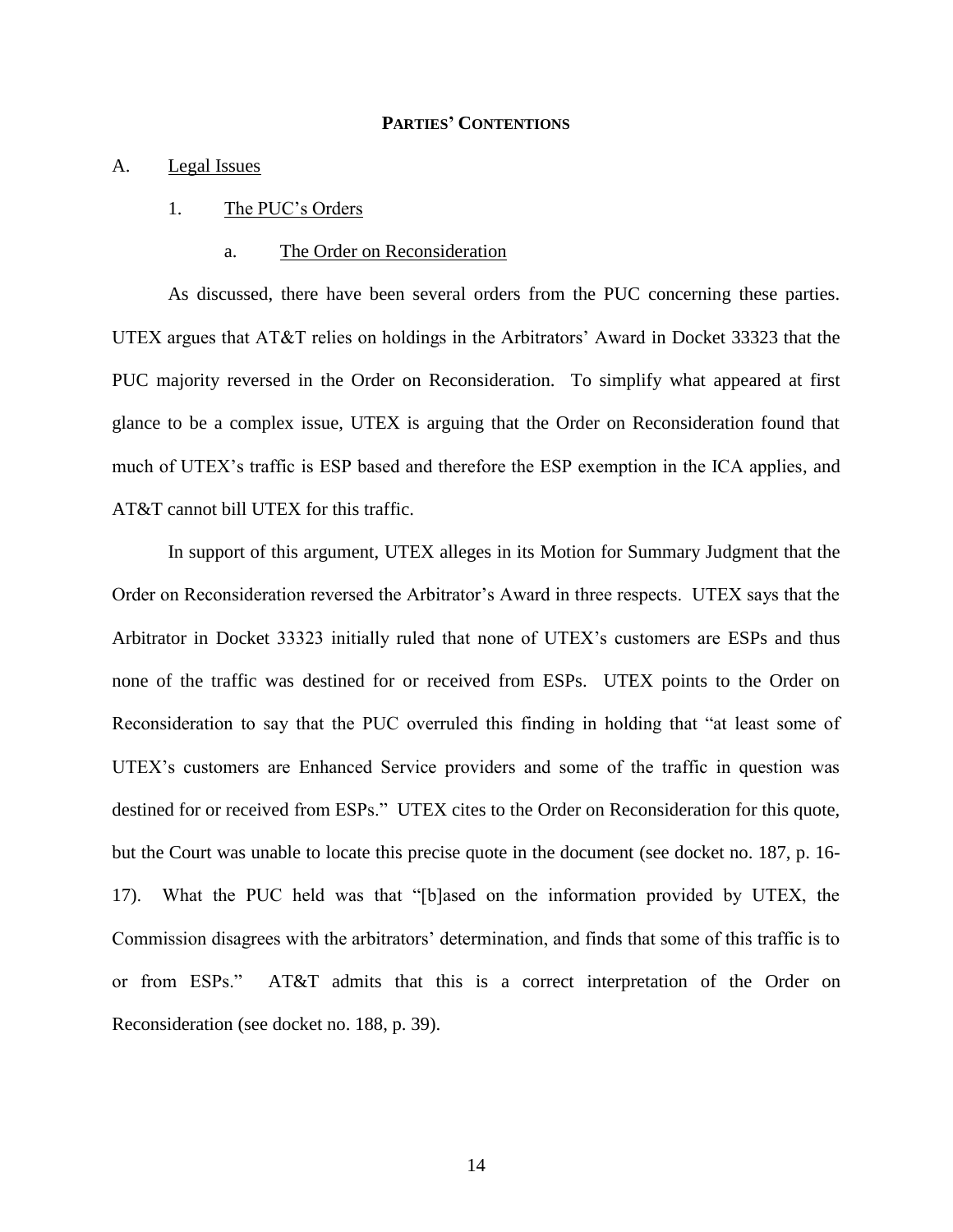## PARTIES' CONTENTIONS

A. Legal Issues

1. The PUC's Orders

a. The Order on Reconsideration

As discussed, there have been several orders from the PUC concerning these parties. UTEX argues that AT&T relies on holdings in the Arbitrators' Award in Docket 33323 that the PUC majority reversed in the Order on Reconsideration. To simplify what appeared at first glance to be a complex issue, UTEX is arguing that the Order on Reconsideration found that much of UTEX's traffic is ESP based and therefore the ESP exemption in the ICA applies, and AT&T cannot bill UTEX for this traffic.

In support of this argument, UTEX alleges in its Motion for Summary Judgment that the Order on Reconsideration reversed the Arbitrator's Award in three respects. UTEX says that the Arbitrator in Docket 33323 initially ruled that none of UTEX's customers are ESPs and thus none of the traffic was destined for or received from ESPs. UTEX points to the Order on Reconsideration to say that the PUC overruled this finding in holding that "at least some of UTEX's customers are Enhanced Service providers and some of the traffic in question was destined for or received from ESPs." UTEX cites to the Order on Reconsideration for this quote, but the Court was unable to locate this precise quote in the document (see docket no. 187, p. 16-17). What the PUC held was that "[b]ased on the information provided by UTEX, the Commission disagrees with the arbitrators' determination, and finds that some of this traffic is to or from ESPs." AT&T admits that this is a correct interpretation of the Order on Reconsideration (see docket no. 188, p. 39).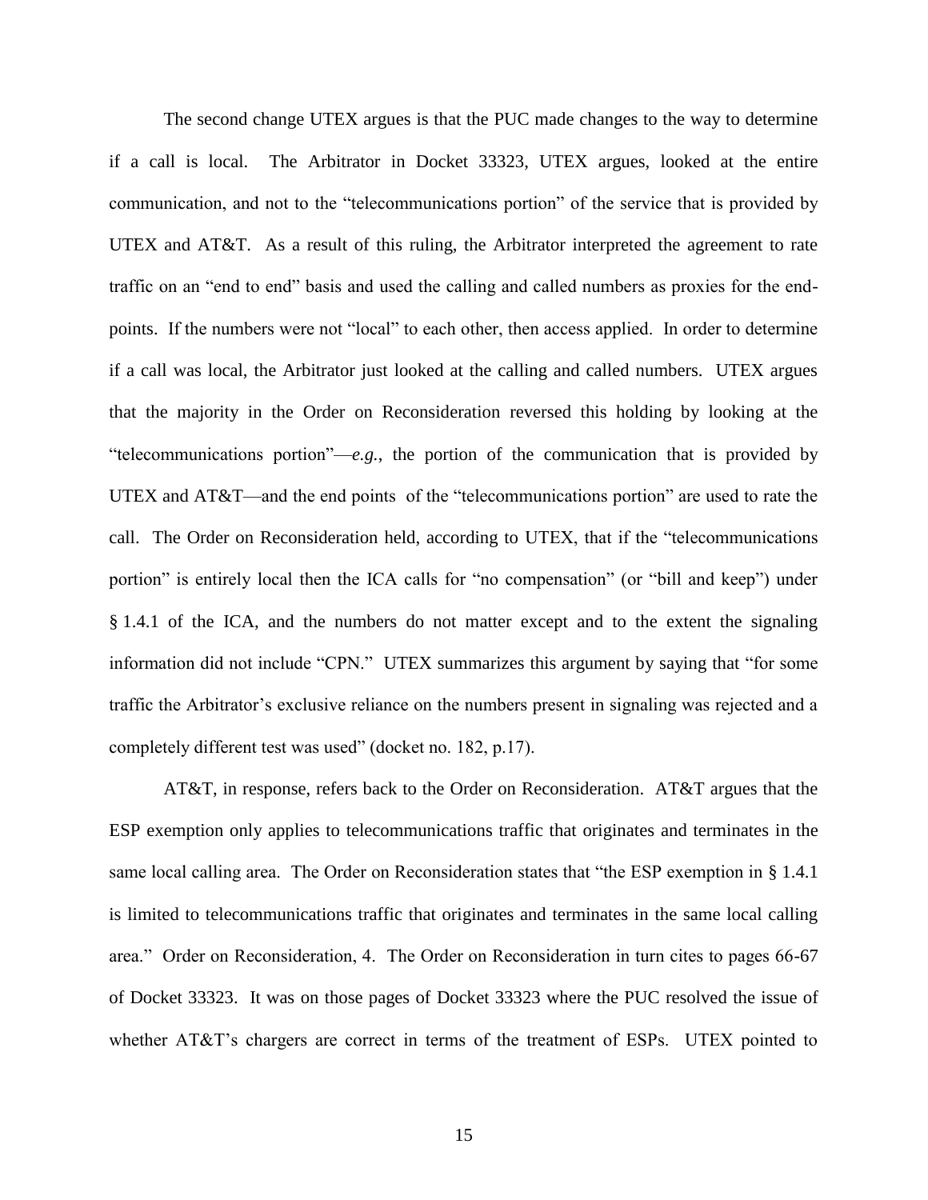The second change UTEX argues is that the PUC made changes to the way to determine if a call is local. The Arbitrator in Docket 33323, UTEX argues, looked at the entire communication, and not to the "telecommunications portion" of the service that is provided by UTEX and AT&T. As a result of this ruling, the Arbitrator interpreted the agreement to rate traffic on an "end to end" basis and used the calling and called numbers as proxies for the end-points. If the numbers were not "local" to each other, then access applied. In order to determine if a call was local, the Arbitrator just looked at the calling and called numbers. UTEX argues that the majority in the Order on Reconsideration reversed this holding by looking at the "telecommunications portion"—*e.g.*, the portion of the communication that is provided by UTEX and AT&T—and the end points of the "telecommunications portion" are used to rate the call. The Order on Reconsideration held, according to UTEX, that if the "telecommunications portion" is entirely local then the ICA calls for "no compensation" (or "bill and keep") under § 1.4.1 of the ICA, and the numbers do not matter except and to the extent the signaling information did not include "CPN." UTEX summarizes this argument by saying that "for some traffic the Arbitrator's exclusive reliance on the numbers present in signaling was rejected and a completely different test was used" (docket no. 182, p.17).

AT&T, in response, refers back to the Order on Reconsideration. AT&T argues that the ESP exemption only applies to telecommunications traffic that originates and terminates in the same local calling area. The Order on Reconsideration states that "the ESP exemption in § 1.4.1 is limited to telecommunications traffic that originates and terminates in the same local calling area." Order on Reconsideration, 4. The Order on Reconsideration in turn cites to pages 66-67 of Docket 33323. It was on those pages of Docket 33323 where the PUC resolved the issue of whether AT&T's chargers are correct in terms of the treatment of ESPs. UTEX pointed to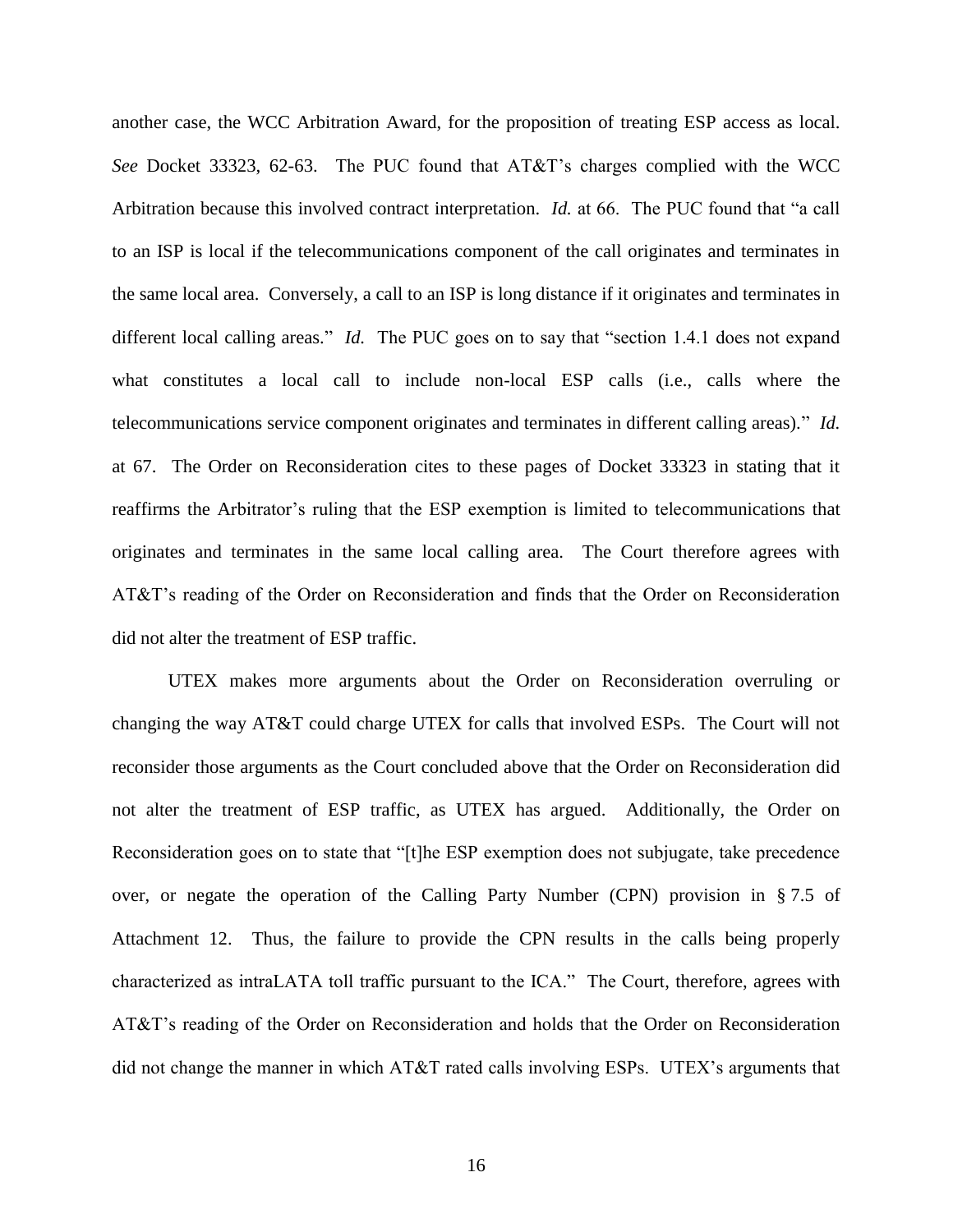another case, the WCC Arbitration Award, for the proposition of treating ESP access as local. *See* Docket 33323, 62-63. The PUC found that AT&T's charges complied with the WCC Arbitration because this involved contract interpretation. *Id.* at 66. The PUC found that "a call to an ISP is local if the telecommunications component of the call originates and terminates in the same local area. Conversely, a call to an ISP is long distance if it originates and terminates in different local calling areas." *Id.* The PUC goes on to say that "section 1.4.1 does not expand what constitutes a local call to include non-local ESP calls (i.e., calls where the telecommunications service component originates and terminates in different calling areas)." *Id.* at 67. The Order on Reconsideration cites to these pages of Docket 33323 in stating that it reaffirms the Arbitrator's ruling that the ESP exemption is limited to telecommunications that originates and terminates in the same local calling area. The Court therefore agrees with AT&T's reading of the Order on Reconsideration and finds that the Order on Reconsideration did not alter the treatment of ESP traffic.

UTEX makes more arguments about the Order on Reconsideration overruling or changing the way AT&T could charge UTEX for calls that involved ESPs. The Court will not reconsider those arguments as the Court concluded above that the Order on Reconsideration did not alter the treatment of ESP traffic, as UTEX has argued. Additionally, the Order on Reconsideration goes on to state that "[t]he ESP exemption does not subjugate, take precedence over, or negate the operation of the Calling Party Number (CPN) provision in § 7.5 of Attachment 12. Thus, the failure to provide the CPN results in the calls being properly characterized as intraLATA toll traffic pursuant to the ICA." The Court, therefore, agrees with AT&T's reading of the Order on Reconsideration and holds that the Order on Reconsideration did not change the manner in which AT&T rated calls involving ESPs. UTEX's arguments that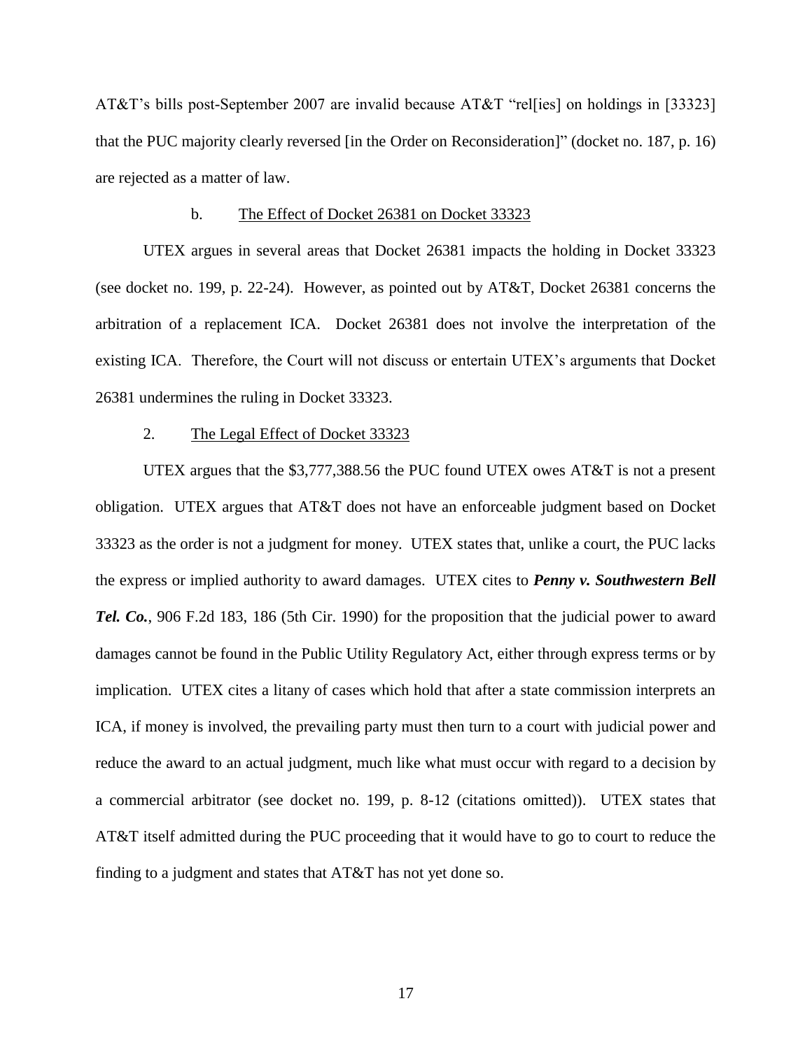AT&T's bills post-September 2007 are invalid because AT&T "rel[ies] on holdings in [33323] that the PUC majority clearly reversed [in the Order on Reconsideration]" (docket no. 187, p. 16) are rejected as a matter of law.

b. The Effect of Docket 26381 on Docket 33323

UTEX argues in several areas that Docket 26381 impacts the holding in Docket 33323 (see docket no. 199, p. 22-24). However, as pointed out by AT&T, Docket 26381 concerns the arbitration of a replacement ICA. Docket 26381 does not involve the interpretation of the existing ICA. Therefore, the Court will not discuss or entertain UTEX's arguments that Docket 26381 undermines the ruling in Docket 33323.

2. The Legal Effect of Docket 33323

UTEX argues that the $3,777,388.56 the PUC found UTEX owes AT&T is not a present obligation. UTEX argues that AT&T does not have an enforceable judgment based on Docket 33323 as the order is not a judgment for money. UTEX states that, unlike a court, the PUC lacks the express or implied authority to award damages. UTEX cites to ***Penny v. Southwestern Bell Tel. Co.***, 906 F.2d 183, 186 (5th Cir. 1990) for the proposition that the judicial power to award damages cannot be found in the Public Utility Regulatory Act, either through express terms or by implication. UTEX cites a litany of cases which hold that after a state commission interprets an ICA, if money is involved, the prevailing party must then turn to a court with judicial power and reduce the award to an actual judgment, much like what must occur with regard to a decision by a commercial arbitrator (see docket no. 199, p. 8-12 (citations omitted)). UTEX states that AT&T itself admitted during the PUC proceeding that it would have to go to court to reduce the finding to a judgment and states that AT&T has not yet done so.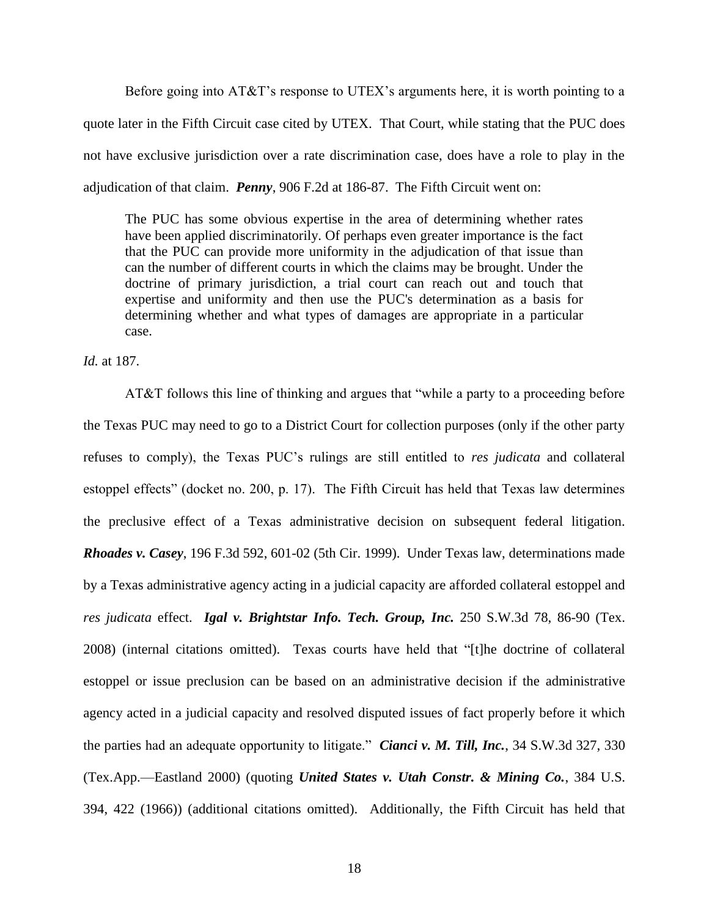Before going into AT&T's response to UTEX's arguments here, it is worth pointing to a quote later in the Fifth Circuit case cited by UTEX. That Court, while stating that the PUC does not have exclusive jurisdiction over a rate discrimination case, does have a role to play in the adjudication of that claim. ***Penny***, 906 F.2d at 186-87. The Fifth Circuit went on:

> The PUC has some obvious expertise in the area of determining whether rates have been applied discriminatorily. Of perhaps even greater importance is the fact that the PUC can provide more uniformity in the adjudication of that issue than can the number of different courts in which the claims may be brought. Under the doctrine of primary jurisdiction, a trial court can reach out and touch that expertise and uniformity and then use the PUC's determination as a basis for determining whether and what types of damages are appropriate in a particular case.

*Id.* at 187.

AT&T follows this line of thinking and argues that "while a party to a proceeding before the Texas PUC may need to go to a District Court for collection purposes (only if the other party refuses to comply), the Texas PUC's rulings are still entitled to *res judicata* and collateral estoppel effects" (docket no. 200, p. 17). The Fifth Circuit has held that Texas law determines the preclusive effect of a Texas administrative decision on subsequent federal litigation. ***Rhoades v. Casey***, 196 F.3d 592, 601-02 (5th Cir. 1999). Under Texas law, determinations made by a Texas administrative agency acting in a judicial capacity are afforded collateral estoppel and *res judicata* effect. ***Igal v. Brightstar Info. Tech. Group, Inc.*** 250 S.W.3d 78, 86-90 (Tex. 2008) (internal citations omitted). Texas courts have held that "[t]he doctrine of collateral estoppel or issue preclusion can be based on an administrative decision if the administrative agency acted in a judicial capacity and resolved disputed issues of fact properly before it which the parties had an adequate opportunity to litigate." ***Cianci v. M. Till, Inc.***, 34 S.W.3d 327, 330 (Tex.App.—Eastland 2000) (quoting ***United States v. Utah Constr. & Mining Co.***, 384 U.S. 394, 422 (1966)) (additional citations omitted). Additionally, the Fifth Circuit has held that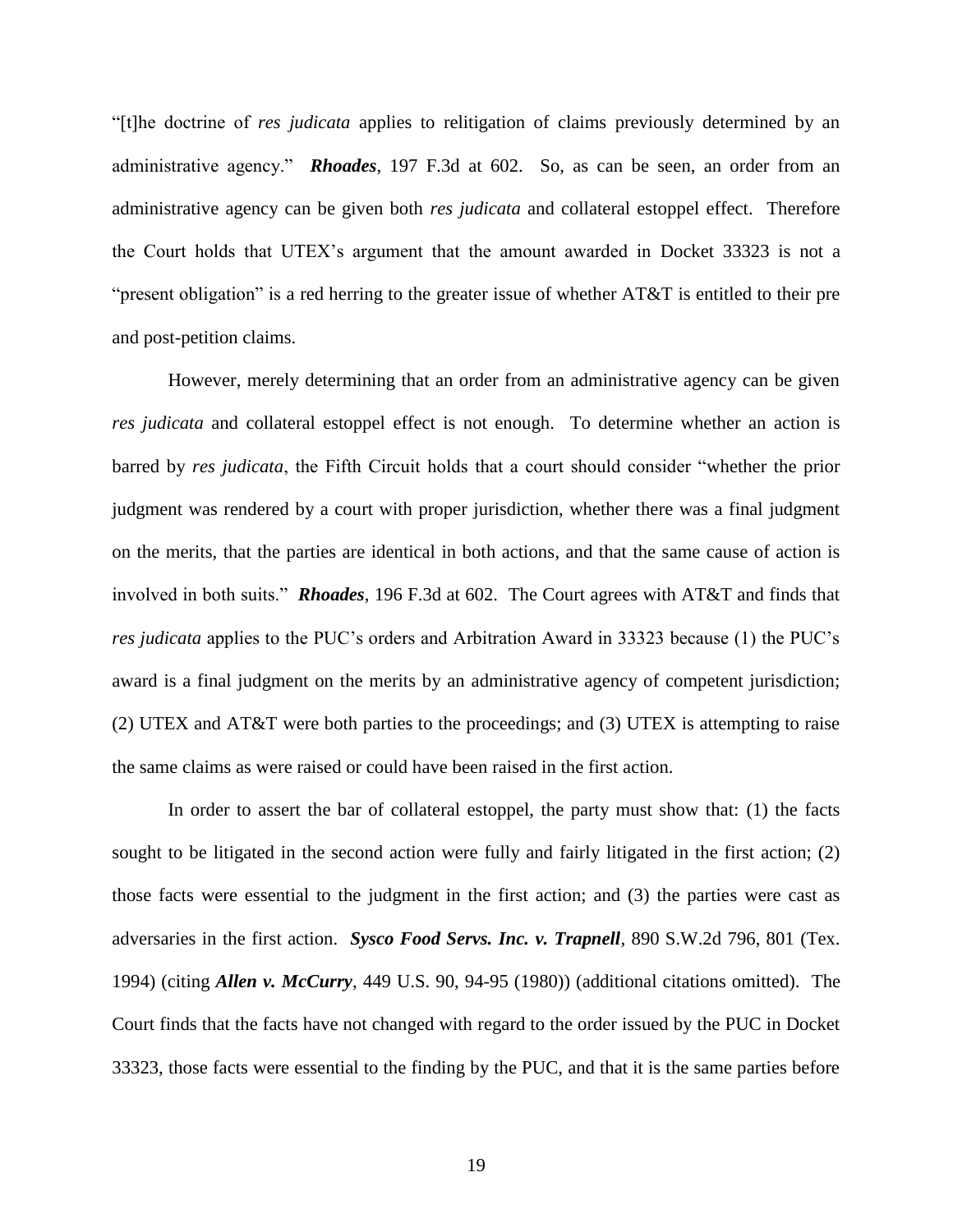"[t]he doctrine of *res judicata* applies to relitigation of claims previously determined by an administrative agency." ***Rhoades***, 197 F.3d at 602. So, as can be seen, an order from an administrative agency can be given both *res judicata* and collateral estoppel effect. Therefore the Court holds that UTEX's argument that the amount awarded in Docket 33323 is not a "present obligation" is a red herring to the greater issue of whether AT&T is entitled to their pre and post-petition claims.

However, merely determining that an order from an administrative agency can be given *res judicata* and collateral estoppel effect is not enough. To determine whether an action is barred by *res judicata*, the Fifth Circuit holds that a court should consider "whether the prior judgment was rendered by a court with proper jurisdiction, whether there was a final judgment on the merits, that the parties are identical in both actions, and that the same cause of action is involved in both suits." ***Rhoades***, 196 F.3d at 602. The Court agrees with AT&T and finds that *res judicata* applies to the PUC's orders and Arbitration Award in 33323 because (1) the PUC's award is a final judgment on the merits by an administrative agency of competent jurisdiction; (2) UTEX and AT&T were both parties to the proceedings; and (3) UTEX is attempting to raise the same claims as were raised or could have been raised in the first action.

In order to assert the bar of collateral estoppel, the party must show that: (1) the facts sought to be litigated in the second action were fully and fairly litigated in the first action; (2) those facts were essential to the judgment in the first action; and (3) the parties were cast as adversaries in the first action. ***Sysco Food Servs. Inc. v. Trapnell***, 890 S.W.2d 796, 801 (Tex. 1994) (citing ***Allen v. McCurry***, 449 U.S. 90, 94-95 (1980)) (additional citations omitted). The Court finds that the facts have not changed with regard to the order issued by the PUC in Docket 33323, those facts were essential to the finding by the PUC, and that it is the same parties before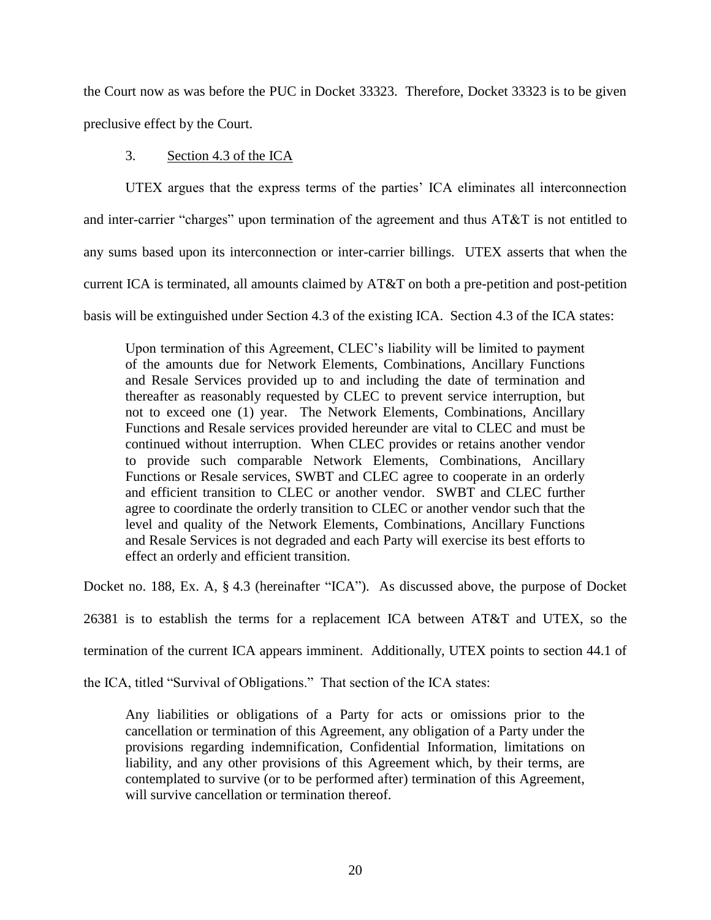the Court now as was before the PUC in Docket 33323. Therefore, Docket 33323 is to be given preclusive effect by the Court.

3. Section 4.3 of the ICA

UTEX argues that the express terms of the parties' ICA eliminates all interconnection and inter-carrier "charges" upon termination of the agreement and thus AT&T is not entitled to any sums based upon its interconnection or inter-carrier billings. UTEX asserts that when the current ICA is terminated, all amounts claimed by AT&T on both a pre-petition and post-petition basis will be extinguished under Section 4.3 of the existing ICA. Section 4.3 of the ICA states:

> Upon termination of this Agreement, CLEC's liability will be limited to payment of the amounts due for Network Elements, Combinations, Ancillary Functions and Resale Services provided up to and including the date of termination and thereafter as reasonably requested by CLEC to prevent service interruption, but not to exceed one (1) year. The Network Elements, Combinations, Ancillary Functions and Resale services provided hereunder are vital to CLEC and must be continued without interruption. When CLEC provides or retains another vendor to provide such comparable Network Elements, Combinations, Ancillary Functions or Resale services, SWBT and CLEC agree to cooperate in an orderly and efficient transition to CLEC or another vendor. SWBT and CLEC further agree to coordinate the orderly transition to CLEC or another vendor such that the level and quality of the Network Elements, Combinations, Ancillary Functions and Resale Services is not degraded and each Party will exercise its best efforts to effect an orderly and efficient transition.

Docket no. 188, Ex. A, § 4.3 (hereinafter "ICA"). As discussed above, the purpose of Docket 26381 is to establish the terms for a replacement ICA between AT&T and UTEX, so the termination of the current ICA appears imminent. Additionally, UTEX points to section 44.1 of the ICA, titled "Survival of Obligations." That section of the ICA states:

> Any liabilities or obligations of a Party for acts or omissions prior to the cancellation or termination of this Agreement, any obligation of a Party under the provisions regarding indemnification, Confidential Information, limitations on liability, and any other provisions of this Agreement which, by their terms, are contemplated to survive (or to be performed after) termination of this Agreement, will survive cancellation or termination thereof.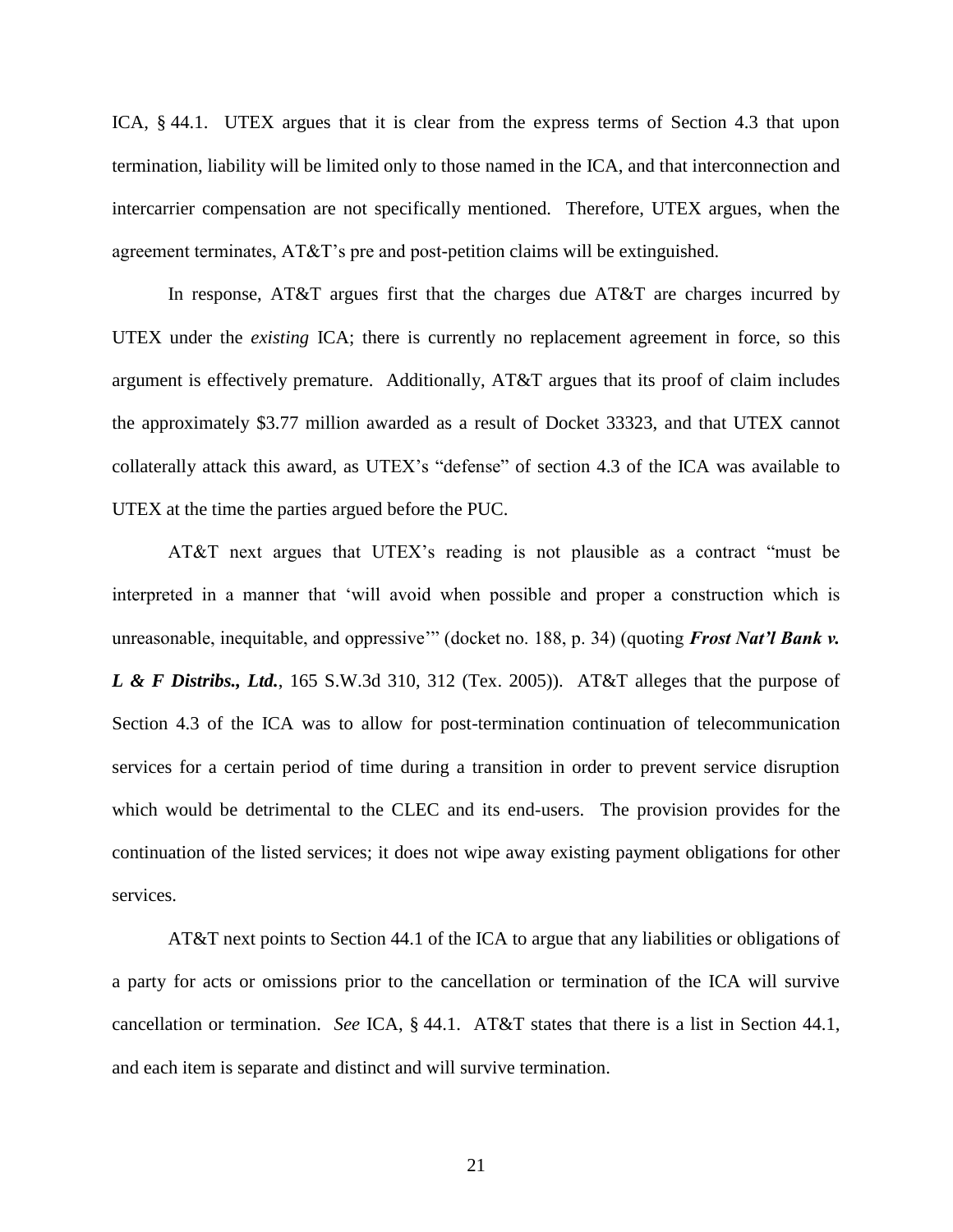ICA, § 44.1. UTEX argues that it is clear from the express terms of Section 4.3 that upon termination, liability will be limited only to those named in the ICA, and that interconnection and intercarrier compensation are not specifically mentioned. Therefore, UTEX argues, when the agreement terminates, AT&T's pre and post-petition claims will be extinguished.

In response, AT&T argues first that the charges due AT&T are charges incurred by UTEX under the *existing* ICA; there is currently no replacement agreement in force, so this argument is effectively premature. Additionally, AT&T argues that its proof of claim includes the approximately $3.77 million awarded as a result of Docket 33323, and that UTEX cannot collaterally attack this award, as UTEX's "defense" of section 4.3 of the ICA was available to UTEX at the time the parties argued before the PUC.

AT&T next argues that UTEX's reading is not plausible as a contract "must be interpreted in a manner that 'will avoid when possible and proper a construction which is unreasonable, inequitable, and oppressive'" (docket no. 188, p. 34) (quoting ***Frost Nat'l Bank v. L & F Distribs., Ltd.***, 165 S.W.3d 310, 312 (Tex. 2005)). AT&T alleges that the purpose of Section 4.3 of the ICA was to allow for post-termination continuation of telecommunication services for a certain period of time during a transition in order to prevent service disruption which would be detrimental to the CLEC and its end-users. The provision provides for the continuation of the listed services; it does not wipe away existing payment obligations for other services.

AT&T next points to Section 44.1 of the ICA to argue that any liabilities or obligations of a party for acts or omissions prior to the cancellation or termination of the ICA will survive cancellation or termination. *See* ICA, § 44.1. AT&T states that there is a list in Section 44.1, and each item is separate and distinct and will survive termination.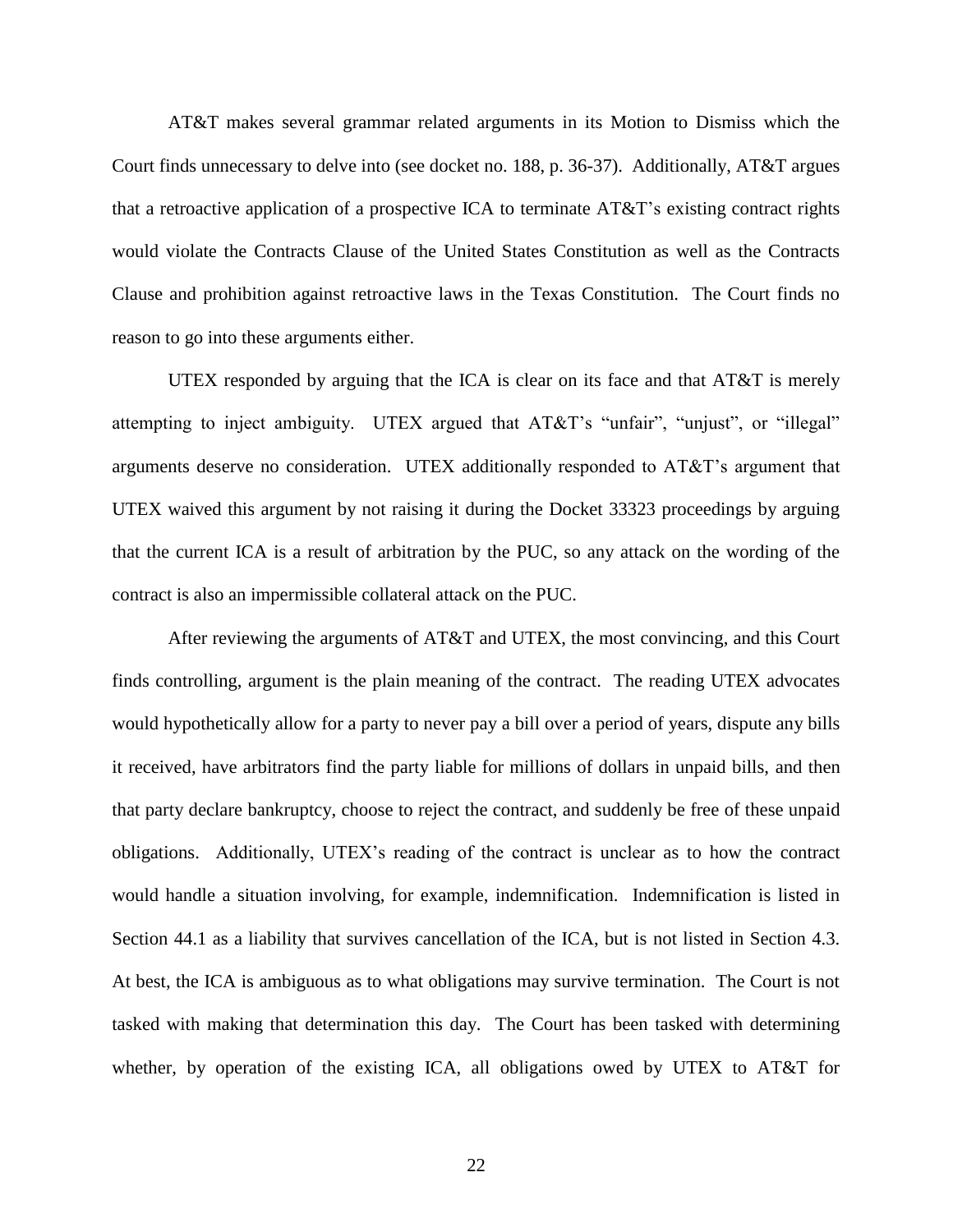AT&T makes several grammar related arguments in its Motion to Dismiss which the Court finds unnecessary to delve into (see docket no. 188, p. 36-37). Additionally, AT&T argues that a retroactive application of a prospective ICA to terminate AT&T's existing contract rights would violate the Contracts Clause of the United States Constitution as well as the Contracts Clause and prohibition against retroactive laws in the Texas Constitution. The Court finds no reason to go into these arguments either.

UTEX responded by arguing that the ICA is clear on its face and that AT&T is merely attempting to inject ambiguity. UTEX argued that AT&T's "unfair", "unjust", or "illegal" arguments deserve no consideration. UTEX additionally responded to AT&T's argument that UTEX waived this argument by not raising it during the Docket 33323 proceedings by arguing that the current ICA is a result of arbitration by the PUC, so any attack on the wording of the contract is also an impermissible collateral attack on the PUC.

After reviewing the arguments of AT&T and UTEX, the most convincing, and this Court finds controlling, argument is the plain meaning of the contract. The reading UTEX advocates would hypothetically allow for a party to never pay a bill over a period of years, dispute any bills it received, have arbitrators find the party liable for millions of dollars in unpaid bills, and then that party declare bankruptcy, choose to reject the contract, and suddenly be free of these unpaid obligations. Additionally, UTEX's reading of the contract is unclear as to how the contract would handle a situation involving, for example, indemnification. Indemnification is listed in Section 44.1 as a liability that survives cancellation of the ICA, but is not listed in Section 4.3. At best, the ICA is ambiguous as to what obligations may survive termination. The Court is not tasked with making that determination this day. The Court has been tasked with determining whether, by operation of the existing ICA, all obligations owed by UTEX to AT&T for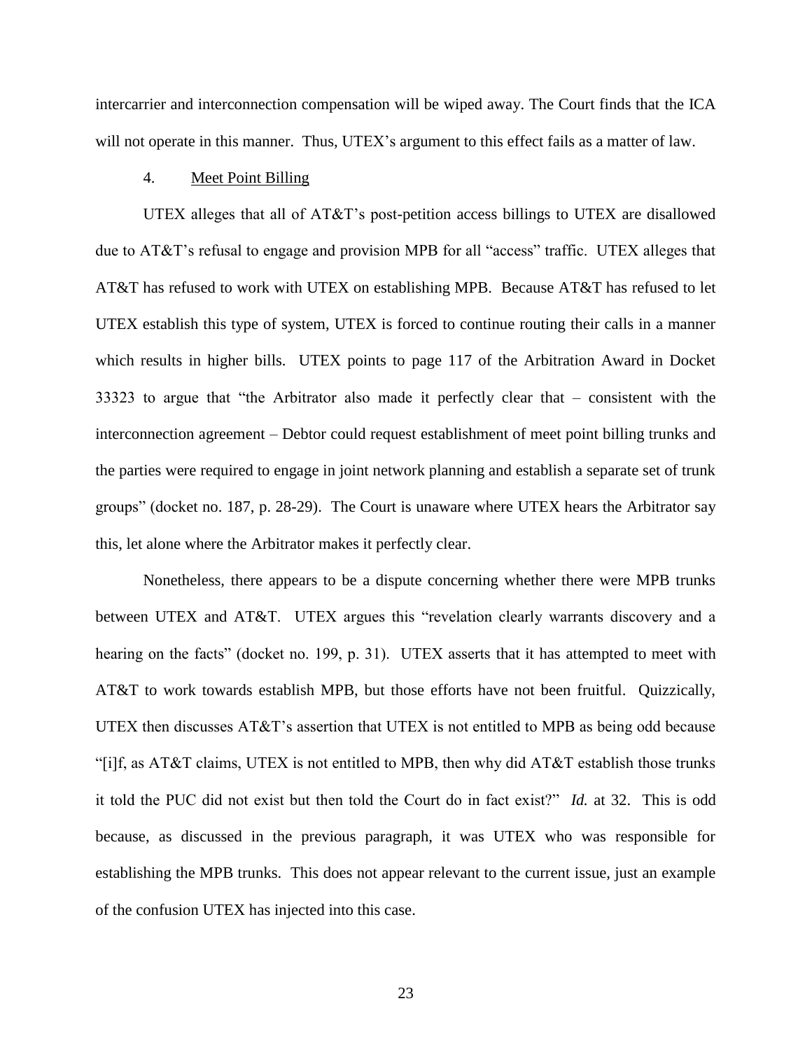intercarrier and interconnection compensation will be wiped away. The Court finds that the ICA will not operate in this manner. Thus, UTEX's argument to this effect fails as a matter of law.

4. Meet Point Billing

UTEX alleges that all of AT&T's post-petition access billings to UTEX are disallowed due to AT&T's refusal to engage and provision MPB for all "access" traffic. UTEX alleges that AT&T has refused to work with UTEX on establishing MPB. Because AT&T has refused to let UTEX establish this type of system, UTEX is forced to continue routing their calls in a manner which results in higher bills. UTEX points to page 117 of the Arbitration Award in Docket 33323 to argue that "the Arbitrator also made it perfectly clear that – consistent with the interconnection agreement – Debtor could request establishment of meet point billing trunks and the parties were required to engage in joint network planning and establish a separate set of trunk groups" (docket no. 187, p. 28-29). The Court is unaware where UTEX hears the Arbitrator say this, let alone where the Arbitrator makes it perfectly clear.

Nonetheless, there appears to be a dispute concerning whether there were MPB trunks between UTEX and AT&T. UTEX argues this "revelation clearly warrants discovery and a hearing on the facts" (docket no. 199, p. 31). UTEX asserts that it has attempted to meet with AT&T to work towards establish MPB, but those efforts have not been fruitful. Quizzically, UTEX then discusses AT&T's assertion that UTEX is not entitled to MPB as being odd because "[i]f, as AT&T claims, UTEX is not entitled to MPB, then why did AT&T establish those trunks it told the PUC did not exist but then told the Court do in fact exist?" *Id.* at 32. This is odd because, as discussed in the previous paragraph, it was UTEX who was responsible for establishing the MPB trunks. This does not appear relevant to the current issue, just an example of the confusion UTEX has injected into this case.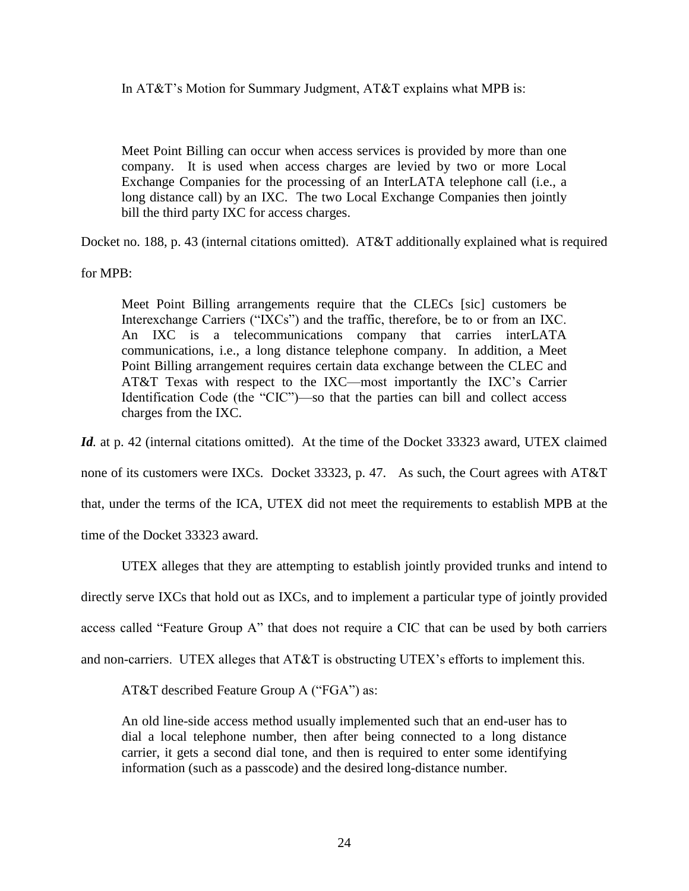In AT&T's Motion for Summary Judgment, AT&T explains what MPB is:

> Meet Point Billing can occur when access services is provided by more than one company. It is used when access charges are levied by two or more Local Exchange Companies for the processing of an InterLATA telephone call (i.e., a long distance call) by an IXC. The two Local Exchange Companies then jointly bill the third party IXC for access charges.

Docket no. 188, p. 43 (internal citations omitted). AT&T additionally explained what is required for MPB:

> Meet Point Billing arrangements require that the CLECs [sic] customers be Interexchange Carriers ("IXCs") and the traffic, therefore, be to or from an IXC. An IXC is a telecommunications company that carries interLATA communications, i.e., a long distance telephone company. In addition, a Meet Point Billing arrangement requires certain data exchange between the CLEC and AT&T Texas with respect to the IXC—most importantly the IXC's Carrier Identification Code (the "CIC")—so that the parties can bill and collect access charges from the IXC.

***Id.*** at p. 42 (internal citations omitted). At the time of the Docket 33323 award, UTEX claimed none of its customers were IXCs. Docket 33323, p. 47. As such, the Court agrees with AT&T that, under the terms of the ICA, UTEX did not meet the requirements to establish MPB at the time of the Docket 33323 award.

UTEX alleges that they are attempting to establish jointly provided trunks and intend to directly serve IXCs that hold out as IXCs, and to implement a particular type of jointly provided access called "Feature Group A" that does not require a CIC that can be used by both carriers and non-carriers. UTEX alleges that AT&T is obstructing UTEX's efforts to implement this.

AT&T described Feature Group A ("FGA") as:

> An old line-side access method usually implemented such that an end-user has to dial a local telephone number, then after being connected to a long distance carrier, it gets a second dial tone, and then is required to enter some identifying information (such as a passcode) and the desired long-distance number.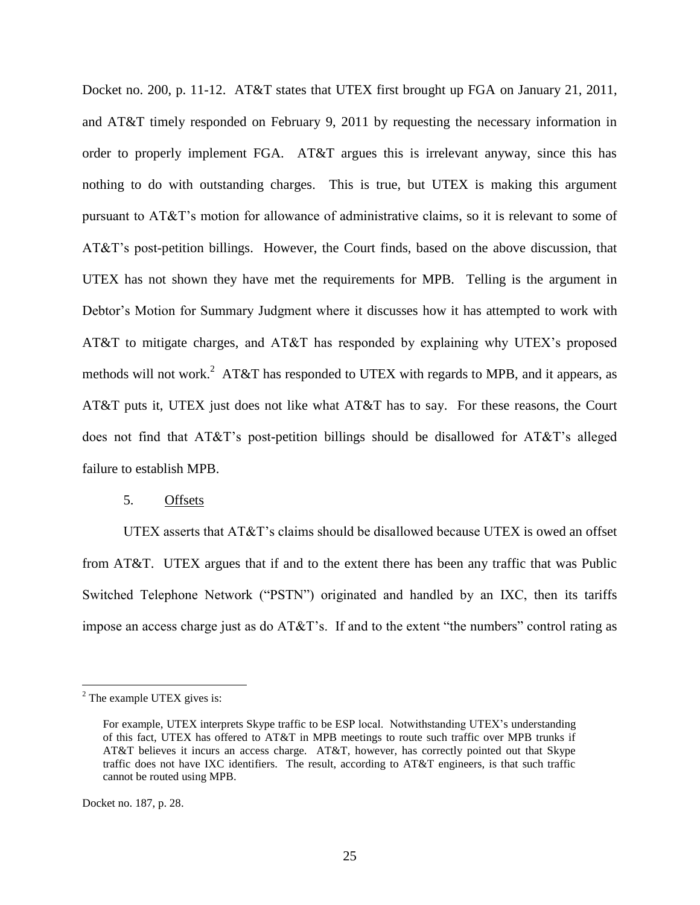Docket no. 200, p. 11-12. AT&T states that UTEX first brought up FGA on January 21, 2011, and AT&T timely responded on February 9, 2011 by requesting the necessary information in order to properly implement FGA. AT&T argues this is irrelevant anyway, since this has nothing to do with outstanding charges. This is true, but UTEX is making this argument pursuant to AT&T's motion for allowance of administrative claims, so it is relevant to some of AT&T's post-petition billings. However, the Court finds, based on the above discussion, that UTEX has not shown they have met the requirements for MPB. Telling is the argument in Debtor's Motion for Summary Judgment where it discusses how it has attempted to work with AT&T to mitigate charges, and AT&T has responded by explaining why UTEX's proposed methods will not work.[2] AT&T has responded to UTEX with regards to MPB, and it appears, as AT&T puts it, UTEX just does not like what AT&T has to say. For these reasons, the Court does not find that AT&T's post-petition billings should be disallowed for AT&T's alleged failure to establish MPB.

5. Offsets

UTEX asserts that AT&T's claims should be disallowed because UTEX is owed an offset from AT&T. UTEX argues that if and to the extent there has been any traffic that was Public Switched Telephone Network ("PSTN") originated and handled by an IXC, then its tariffs impose an access charge just as do AT&T's. If and to the extent "the numbers" control rating as

---

[2] The example UTEX gives is:

> For example, UTEX interprets Skype traffic to be ESP local. Notwithstanding UTEX's understanding of this fact, UTEX has offered to AT&T in MPB meetings to route such traffic over MPB trunks if AT&T believes it incurs an access charge. AT&T, however, has correctly pointed out that Skype traffic does not have IXC identifiers. The result, according to AT&T engineers, is that such traffic cannot be routed using MPB.

Docket no. 187, p. 28.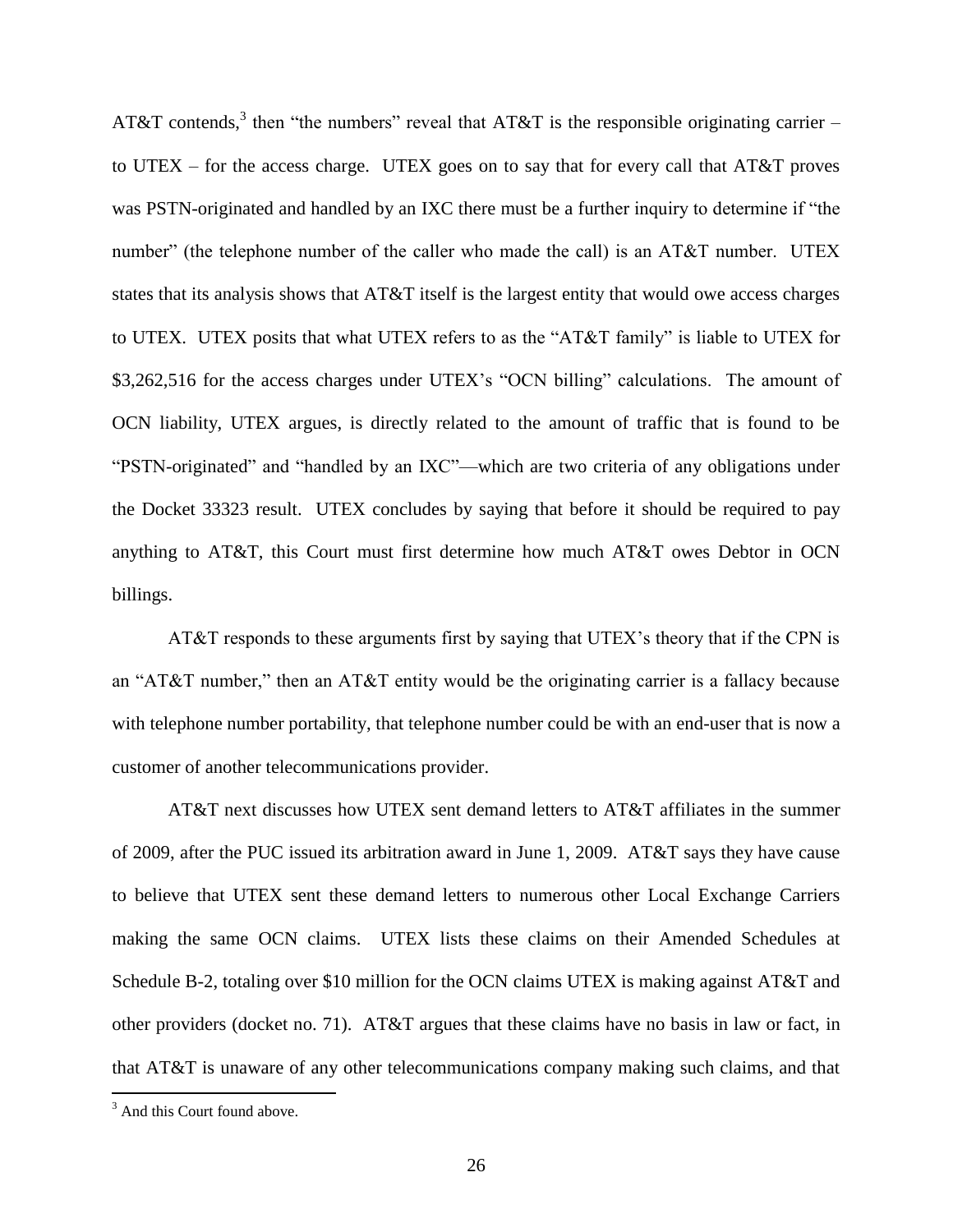AT&T contends,[3] then "the numbers" reveal that AT&T is the responsible originating carrier – to UTEX – for the access charge. UTEX goes on to say that for every call that AT&T proves was PSTN-originated and handled by an IXC there must be a further inquiry to determine if "the number" (the telephone number of the caller who made the call) is an AT&T number. UTEX states that its analysis shows that AT&T itself is the largest entity that would owe access charges to UTEX. UTEX posits that what UTEX refers to as the "AT&T family" is liable to UTEX for $3,262,516 for the access charges under UTEX's "OCN billing" calculations. The amount of OCN liability, UTEX argues, is directly related to the amount of traffic that is found to be "PSTN-originated" and "handled by an IXC"—which are two criteria of any obligations under the Docket 33323 result. UTEX concludes by saying that before it should be required to pay anything to AT&T, this Court must first determine how much AT&T owes Debtor in OCN billings.

AT&T responds to these arguments first by saying that UTEX's theory that if the CPN is an "AT&T number," then an AT&T entity would be the originating carrier is a fallacy because with telephone number portability, that telephone number could be with an end-user that is now a customer of another telecommunications provider.

AT&T next discusses how UTEX sent demand letters to AT&T affiliates in the summer of 2009, after the PUC issued its arbitration award in June 1, 2009. AT&T says they have cause to believe that UTEX sent these demand letters to numerous other Local Exchange Carriers making the same OCN claims. UTEX lists these claims on their Amended Schedules at Schedule B-2, totaling over $10 million for the OCN claims UTEX is making against AT&T and other providers (docket no. 71). AT&T argues that these claims have no basis in law or fact, in that AT&T is unaware of any other telecommunications company making such claims, and that

[3] And this Court found above.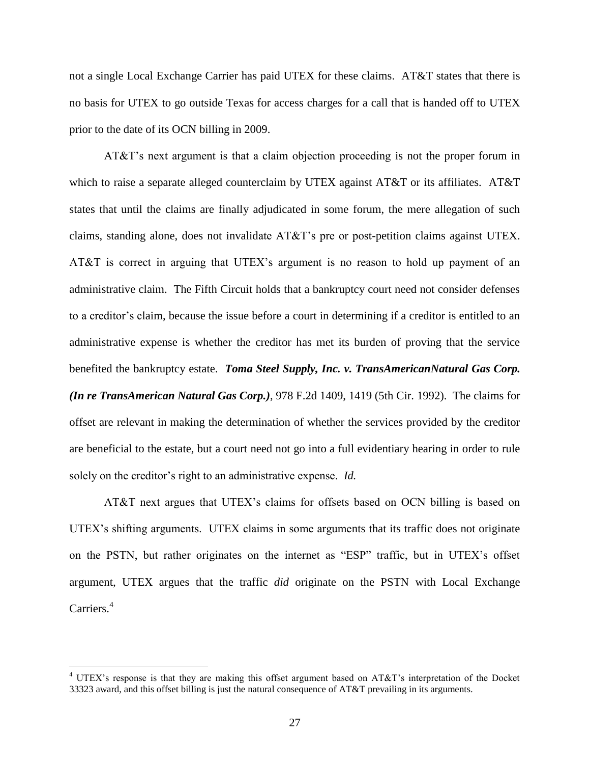not a single Local Exchange Carrier has paid UTEX for these claims. AT&T states that there is no basis for UTEX to go outside Texas for access charges for a call that is handed off to UTEX prior to the date of its OCN billing in 2009.

AT&T's next argument is that a claim objection proceeding is not the proper forum in which to raise a separate alleged counterclaim by UTEX against AT&T or its affiliates. AT&T states that until the claims are finally adjudicated in some forum, the mere allegation of such claims, standing alone, does not invalidate AT&T's pre or post-petition claims against UTEX. AT&T is correct in arguing that UTEX's argument is no reason to hold up payment of an administrative claim. The Fifth Circuit holds that a bankruptcy court need not consider defenses to a creditor's claim, because the issue before a court in determining if a creditor is entitled to an administrative expense is whether the creditor has met its burden of proving that the service benefited the bankruptcy estate. ***Toma Steel Supply, Inc. v. TransAmericanNatural Gas Corp. (In re TransAmerican Natural Gas Corp.)***, 978 F.2d 1409, 1419 (5th Cir. 1992). The claims for offset are relevant in making the determination of whether the services provided by the creditor are beneficial to the estate, but a court need not go into a full evidentiary hearing in order to rule solely on the creditor's right to an administrative expense. *Id.*

AT&T next argues that UTEX's claims for offsets based on OCN billing is based on UTEX's shifting arguments. UTEX claims in some arguments that its traffic does not originate on the PSTN, but rather originates on the internet as "ESP" traffic, but in UTEX's offset argument, UTEX argues that the traffic *did* originate on the PSTN with Local Exchange Carriers.[4]

---

[4] UTEX's response is that they are making this offset argument based on AT&T's interpretation of the Docket 33323 award, and this offset billing is just the natural consequence of AT&T prevailing in its arguments.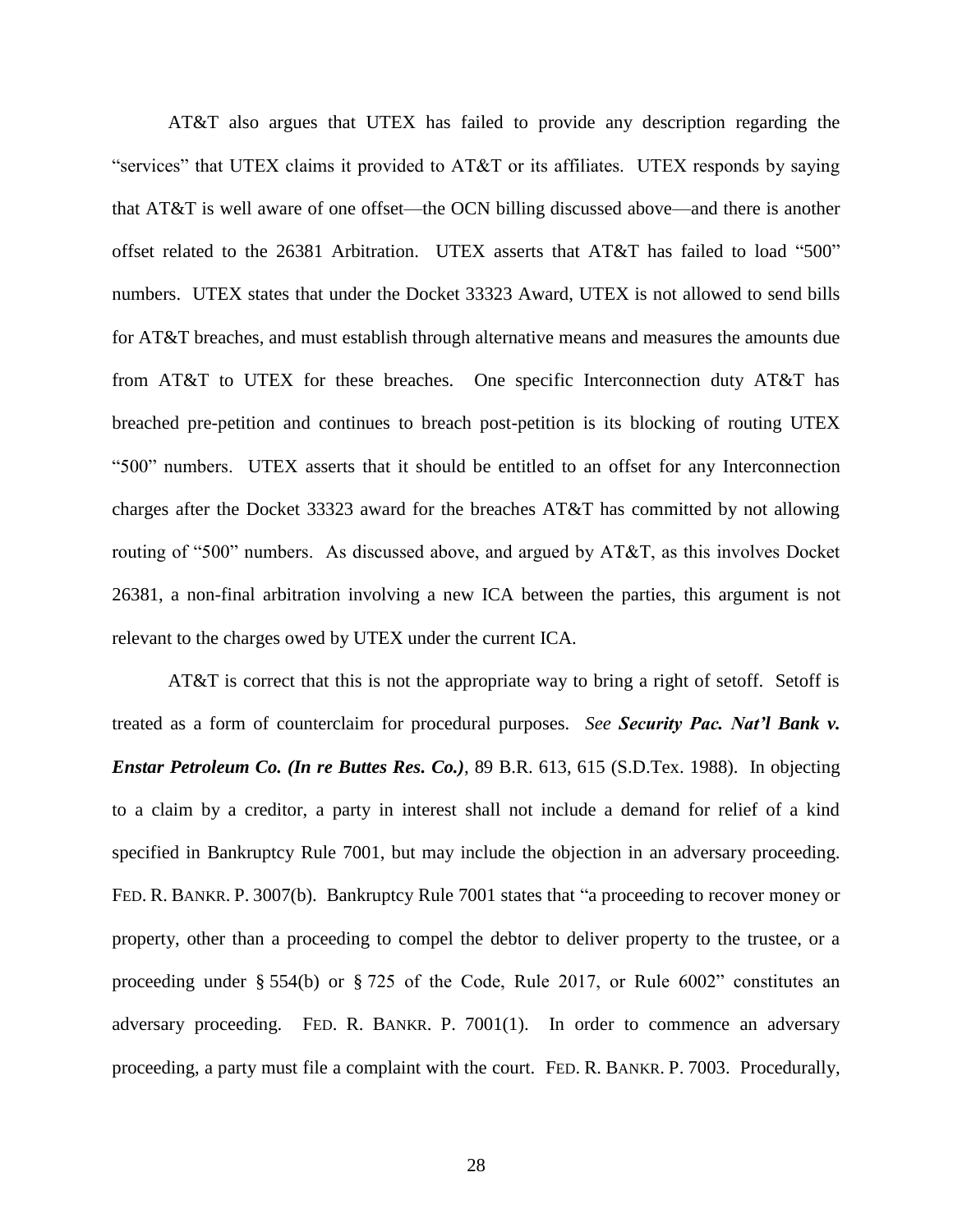AT&T also argues that UTEX has failed to provide any description regarding the "services" that UTEX claims it provided to AT&T or its affiliates. UTEX responds by saying that AT&T is well aware of one offset—the OCN billing discussed above—and there is another offset related to the 26381 Arbitration. UTEX asserts that AT&T has failed to load "500" numbers. UTEX states that under the Docket 33323 Award, UTEX is not allowed to send bills for AT&T breaches, and must establish through alternative means and measures the amounts due from AT&T to UTEX for these breaches. One specific Interconnection duty AT&T has breached pre-petition and continues to breach post-petition is its blocking of routing UTEX "500" numbers. UTEX asserts that it should be entitled to an offset for any Interconnection charges after the Docket 33323 award for the breaches AT&T has committed by not allowing routing of "500" numbers. As discussed above, and argued by AT&T, as this involves Docket 26381, a non-final arbitration involving a new ICA between the parties, this argument is not relevant to the charges owed by UTEX under the current ICA.

AT&T is correct that this is not the appropriate way to bring a right of setoff. Setoff is treated as a form of counterclaim for procedural purposes. *See **Security Pac. Nat'l Bank v. Enstar Petroleum Co. (In re Buttes Res. Co.)***, 89 B.R. 613, 615 (S.D.Tex. 1988). In objecting to a claim by a creditor, a party in interest shall not include a demand for relief of a kind specified in Bankruptcy Rule 7001, but may include the objection in an adversary proceeding. FED. R. BANKR. P. 3007(b). Bankruptcy Rule 7001 states that "a proceeding to recover money or property, other than a proceeding to compel the debtor to deliver property to the trustee, or a proceeding under § 554(b) or § 725 of the Code, Rule 2017, or Rule 6002" constitutes an adversary proceeding. FED. R. BANKR. P. 7001(1). In order to commence an adversary proceeding, a party must file a complaint with the court. FED. R. BANKR. P. 7003. Procedurally,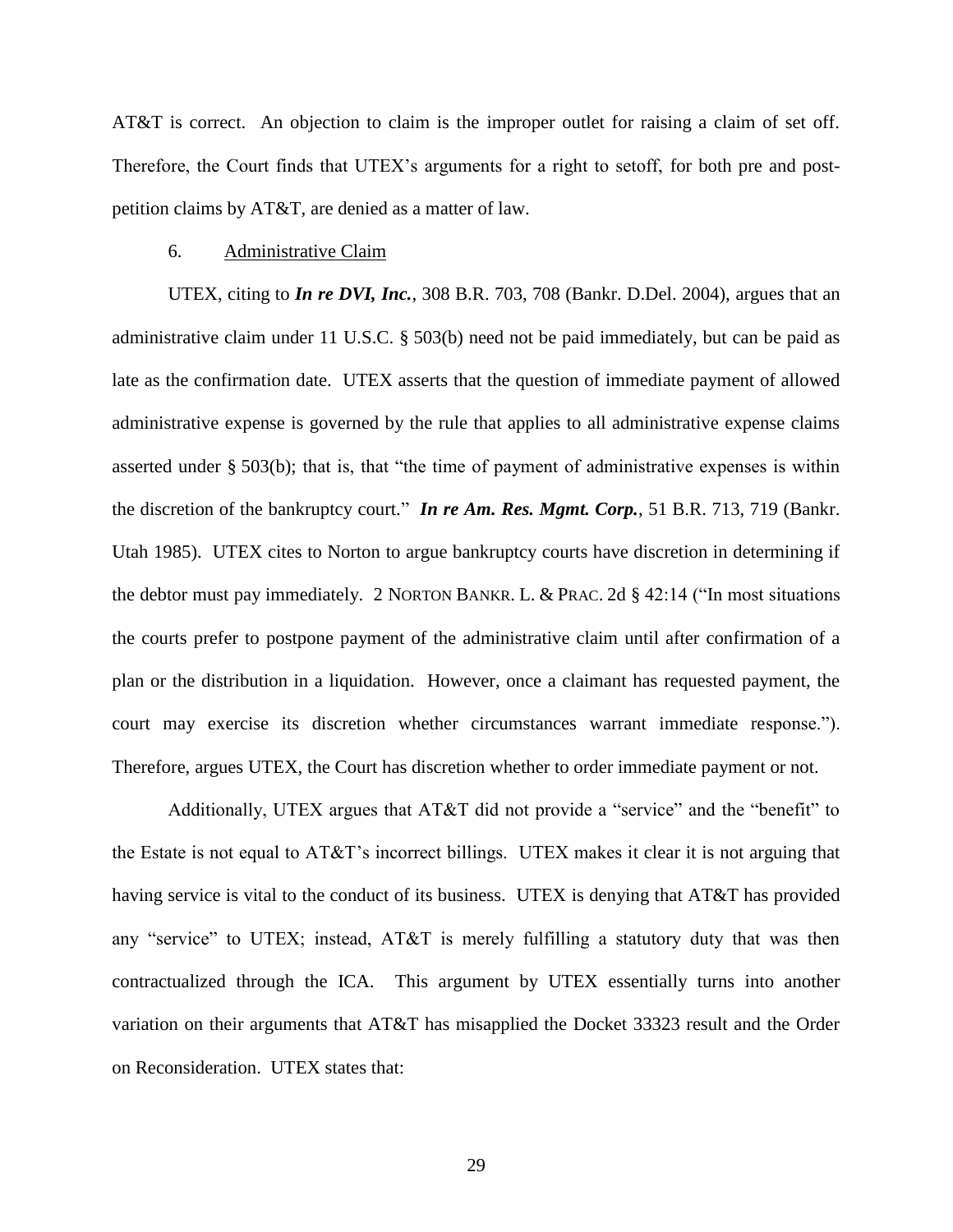AT&T is correct. An objection to claim is the improper outlet for raising a claim of set off. Therefore, the Court finds that UTEX's arguments for a right to setoff, for both pre and post-petition claims by AT&T, are denied as a matter of law.

6. Administrative Claim

UTEX, citing to ***In re DVI, Inc.***, 308 B.R. 703, 708 (Bankr. D.Del. 2004), argues that an administrative claim under 11 U.S.C. § 503(b) need not be paid immediately, but can be paid as late as the confirmation date. UTEX asserts that the question of immediate payment of allowed administrative expense is governed by the rule that applies to all administrative expense claims asserted under § 503(b); that is, that "the time of payment of administrative expenses is within the discretion of the bankruptcy court." ***In re Am. Res. Mgmt. Corp.***, 51 B.R. 713, 719 (Bankr. Utah 1985). UTEX cites to Norton to argue bankruptcy courts have discretion in determining if the debtor must pay immediately. 2 NORTON BANKR. L. & PRAC. 2d § 42:14 ("In most situations the courts prefer to postpone payment of the administrative claim until after confirmation of a plan or the distribution in a liquidation. However, once a claimant has requested payment, the court may exercise its discretion whether circumstances warrant immediate response."). Therefore, argues UTEX, the Court has discretion whether to order immediate payment or not.

Additionally, UTEX argues that AT&T did not provide a "service" and the "benefit" to the Estate is not equal to AT&T's incorrect billings. UTEX makes it clear it is not arguing that having service is vital to the conduct of its business. UTEX is denying that AT&T has provided any "service" to UTEX; instead, AT&T is merely fulfilling a statutory duty that was then contractualized through the ICA. This argument by UTEX essentially turns into another variation on their arguments that AT&T has misapplied the Docket 33323 result and the Order on Reconsideration. UTEX states that: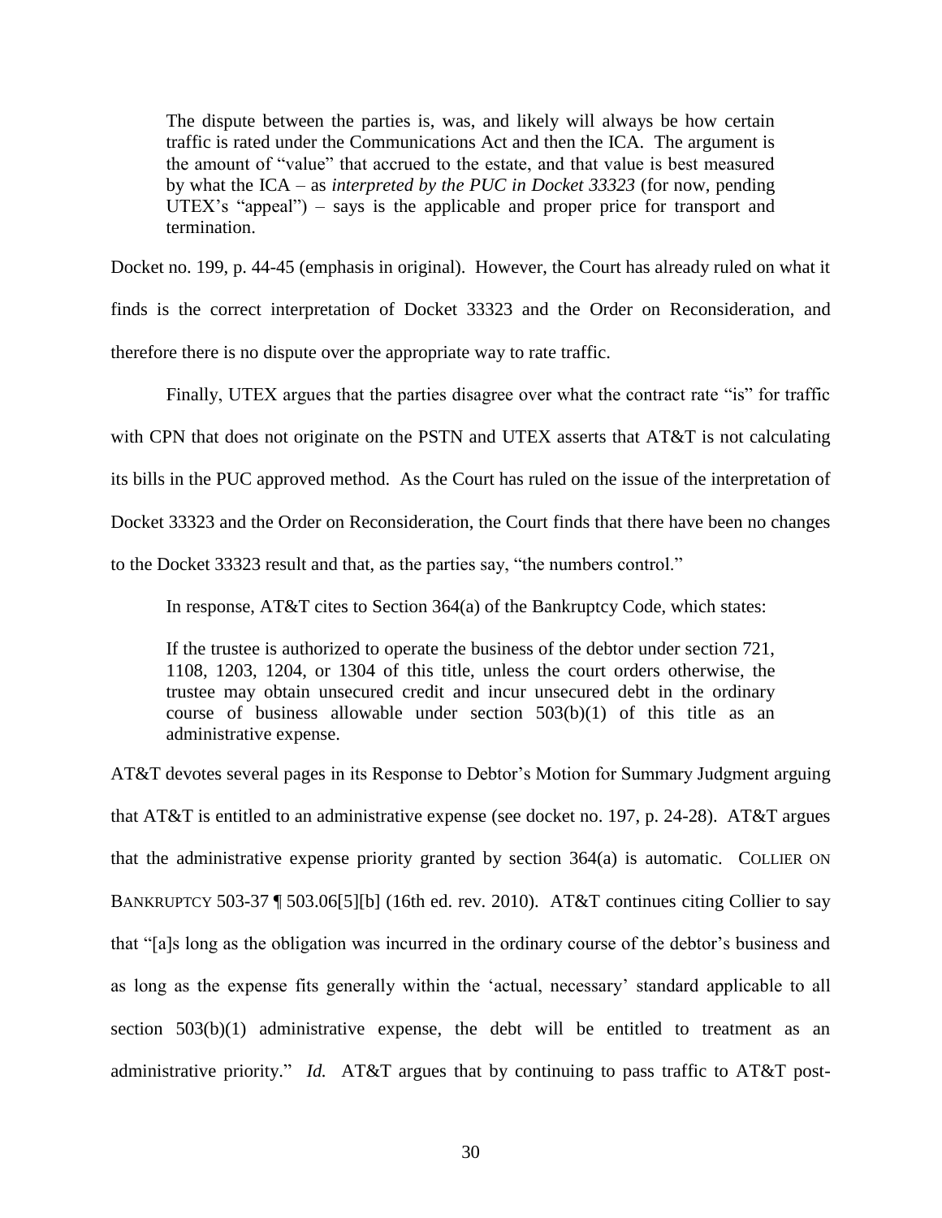> The dispute between the parties is, was, and likely will always be how certain traffic is rated under the Communications Act and then the ICA. The argument is the amount of "value" that accrued to the estate, and that value is best measured by what the ICA – as *interpreted by the PUC in Docket 33323* (for now, pending UTEX's "appeal") – says is the applicable and proper price for transport and termination.

Docket no. 199, p. 44-45 (emphasis in original). However, the Court has already ruled on what it finds is the correct interpretation of Docket 33323 and the Order on Reconsideration, and therefore there is no dispute over the appropriate way to rate traffic.

Finally, UTEX argues that the parties disagree over what the contract rate "is" for traffic with CPN that does not originate on the PSTN and UTEX asserts that AT&T is not calculating its bills in the PUC approved method. As the Court has ruled on the issue of the interpretation of Docket 33323 and the Order on Reconsideration, the Court finds that there have been no changes to the Docket 33323 result and that, as the parties say, "the numbers control."

In response, AT&T cites to Section 364(a) of the Bankruptcy Code, which states:

> If the trustee is authorized to operate the business of the debtor under section 721, 1108, 1203, 1204, or 1304 of this title, unless the court orders otherwise, the trustee may obtain unsecured credit and incur unsecured debt in the ordinary course of business allowable under section 503(b)(1) of this title as an administrative expense.

AT&T devotes several pages in its Response to Debtor's Motion for Summary Judgment arguing that AT&T is entitled to an administrative expense (see docket no. 197, p. 24-28). AT&T argues that the administrative expense priority granted by section 364(a) is automatic. COLLIER ON BANKRUPTCY 503-37 ¶ 503.06[5][b] (16th ed. rev. 2010). AT&T continues citing Collier to say that "[a]s long as the obligation was incurred in the ordinary course of the debtor's business and as long as the expense fits generally within the 'actual, necessary' standard applicable to all section 503(b)(1) administrative expense, the debt will be entitled to treatment as an administrative priority." *Id.* AT&T argues that by continuing to pass traffic to AT&T post-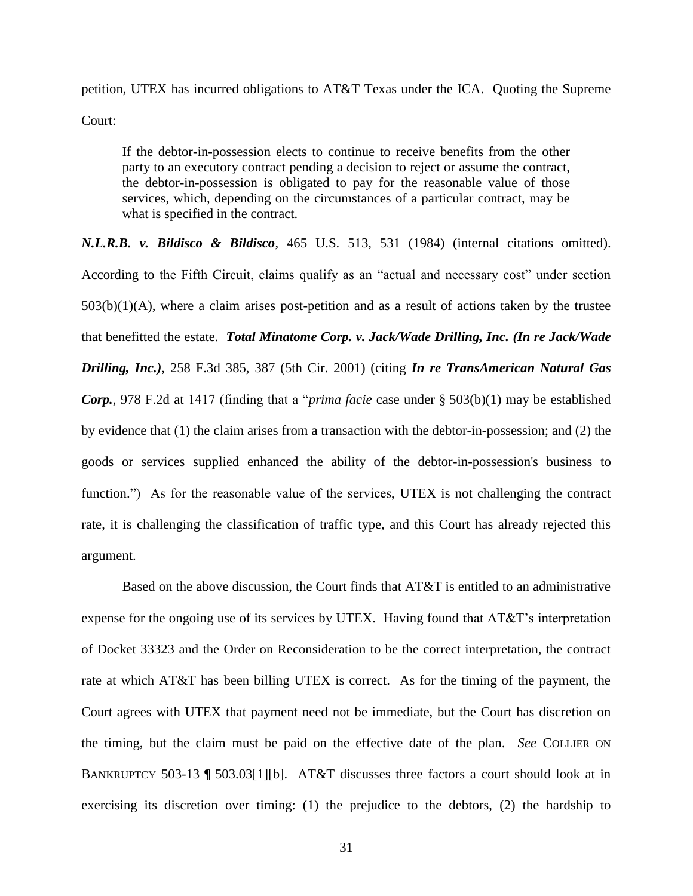petition, UTEX has incurred obligations to AT&T Texas under the ICA. Quoting the Supreme Court:

> If the debtor-in-possession elects to continue to receive benefits from the other party to an executory contract pending a decision to reject or assume the contract, the debtor-in-possession is obligated to pay for the reasonable value of those services, which, depending on the circumstances of a particular contract, may be what is specified in the contract.

***N.L.R.B. v. Bildisco & Bildisco***, 465 U.S. 513, 531 (1984) (internal citations omitted). According to the Fifth Circuit, claims qualify as an "actual and necessary cost" under section 503(b)(1)(A), where a claim arises post-petition and as a result of actions taken by the trustee that benefitted the estate. ***Total Minatome Corp. v. Jack/Wade Drilling, Inc. (In re Jack/Wade Drilling, Inc.)***, 258 F.3d 385, 387 (5th Cir. 2001) (citing ***In re TransAmerican Natural Gas Corp.***, 978 F.2d at 1417 (finding that a "*prima facie* case under § 503(b)(1) may be established by evidence that (1) the claim arises from a transaction with the debtor-in-possession; and (2) the goods or services supplied enhanced the ability of the debtor-in-possession's business to function.") As for the reasonable value of the services, UTEX is not challenging the contract rate, it is challenging the classification of traffic type, and this Court has already rejected this argument.

Based on the above discussion, the Court finds that AT&T is entitled to an administrative expense for the ongoing use of its services by UTEX. Having found that AT&T's interpretation of Docket 33323 and the Order on Reconsideration to be the correct interpretation, the contract rate at which AT&T has been billing UTEX is correct. As for the timing of the payment, the Court agrees with UTEX that payment need not be immediate, but the Court has discretion on the timing, but the claim must be paid on the effective date of the plan. *See* COLLIER ON BANKRUPTCY 503-13 ¶ 503.03[1][b]. AT&T discusses three factors a court should look at in exercising its discretion over timing: (1) the prejudice to the debtors, (2) the hardship to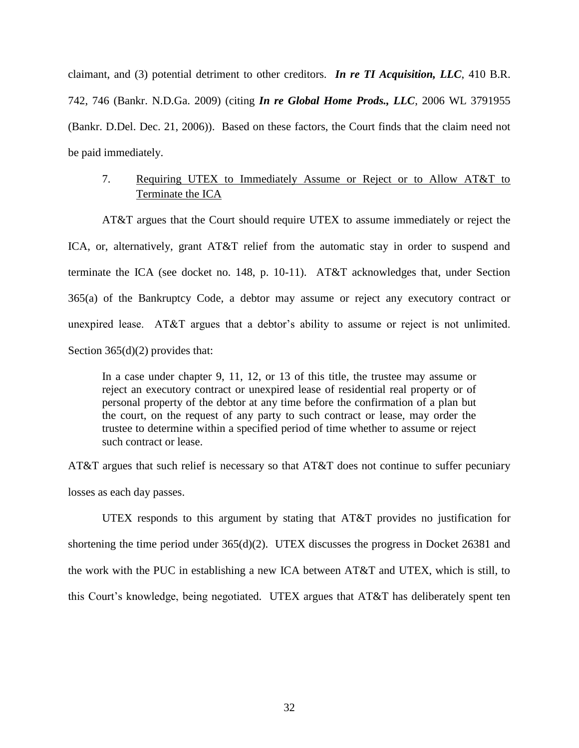claimant, and (3) potential detriment to other creditors. ***In re TI Acquisition, LLC***, 410 B.R. 742, 746 (Bankr. N.D.Ga. 2009) (citing ***In re Global Home Prods., LLC***, 2006 WL 3791955 (Bankr. D.Del. Dec. 21, 2006)). Based on these factors, the Court finds that the claim need not be paid immediately.

7. <u>Requiring UTEX to Immediately Assume or Reject or to Allow AT&T to Terminate the ICA</u>

AT&T argues that the Court should require UTEX to assume immediately or reject the ICA, or, alternatively, grant AT&T relief from the automatic stay in order to suspend and terminate the ICA (see docket no. 148, p. 10-11). AT&T acknowledges that, under Section 365(a) of the Bankruptcy Code, a debtor may assume or reject any executory contract or unexpired lease. AT&T argues that a debtor's ability to assume or reject is not unlimited. Section 365(d)(2) provides that:

> In a case under chapter 9, 11, 12, or 13 of this title, the trustee may assume or reject an executory contract or unexpired lease of residential real property or of personal property of the debtor at any time before the confirmation of a plan but the court, on the request of any party to such contract or lease, may order the trustee to determine within a specified period of time whether to assume or reject such contract or lease.

AT&T argues that such relief is necessary so that AT&T does not continue to suffer pecuniary losses as each day passes.

UTEX responds to this argument by stating that AT&T provides no justification for shortening the time period under 365(d)(2). UTEX discusses the progress in Docket 26381 and the work with the PUC in establishing a new ICA between AT&T and UTEX, which is still, to this Court's knowledge, being negotiated. UTEX argues that AT&T has deliberately spent ten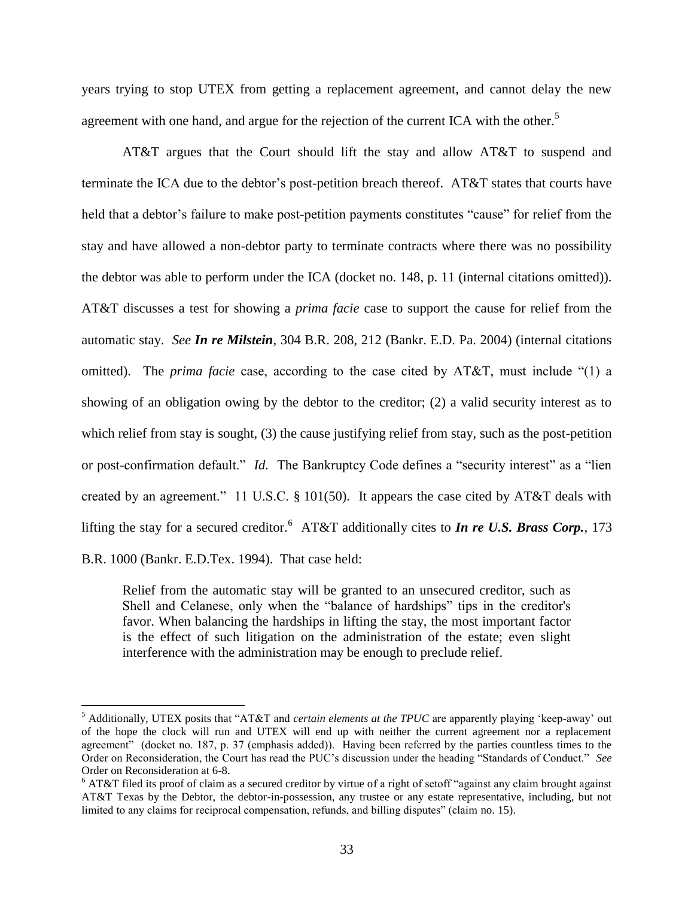years trying to stop UTEX from getting a replacement agreement, and cannot delay the new agreement with one hand, and argue for the rejection of the current ICA with the other.[5]

AT&T argues that the Court should lift the stay and allow AT&T to suspend and terminate the ICA due to the debtor's post-petition breach thereof. AT&T states that courts have held that a debtor's failure to make post-petition payments constitutes "cause" for relief from the stay and have allowed a non-debtor party to terminate contracts where there was no possibility the debtor was able to perform under the ICA (docket no. 148, p. 11 (internal citations omitted)). AT&T discusses a test for showing a *prima facie* case to support the cause for relief from the automatic stay. *See* ***In re Milstein***, 304 B.R. 208, 212 (Bankr. E.D. Pa. 2004) (internal citations omitted). The *prima facie* case, according to the case cited by AT&T, must include "(1) a showing of an obligation owing by the debtor to the creditor; (2) a valid security interest as to which relief from stay is sought, (3) the cause justifying relief from stay, such as the post-petition or post-confirmation default." *Id.* The Bankruptcy Code defines a "security interest" as a "lien created by an agreement." 11 U.S.C. § 101(50). It appears the case cited by AT&T deals with lifting the stay for a secured creditor.[6] AT&T additionally cites to ***In re U.S. Brass Corp.***, 173 B.R. 1000 (Bankr. E.D.Tex. 1994). That case held:

> Relief from the automatic stay will be granted to an unsecured creditor, such as Shell and Celanese, only when the "balance of hardships" tips in the creditor's favor. When balancing the hardships in lifting the stay, the most important factor is the effect of such litigation on the administration of the estate; even slight interference with the administration may be enough to preclude relief.

---

[5] Additionally, UTEX posits that "AT&T and *certain elements at the TPUC* are apparently playing 'keep-away' out of the hope the clock will run and UTEX will end up with neither the current agreement nor a replacement agreement" (docket no. 187, p. 37 (emphasis added)). Having been referred by the parties countless times to the Order on Reconsideration, the Court has read the PUC's discussion under the heading "Standards of Conduct." *See* Order on Reconsideration at 6-8.

[6] AT&T filed its proof of claim as a secured creditor by virtue of a right of setoff "against any claim brought against AT&T Texas by the Debtor, the debtor-in-possession, any trustee or any estate representative, including, but not limited to any claims for reciprocal compensation, refunds, and billing disputes" (claim no. 15).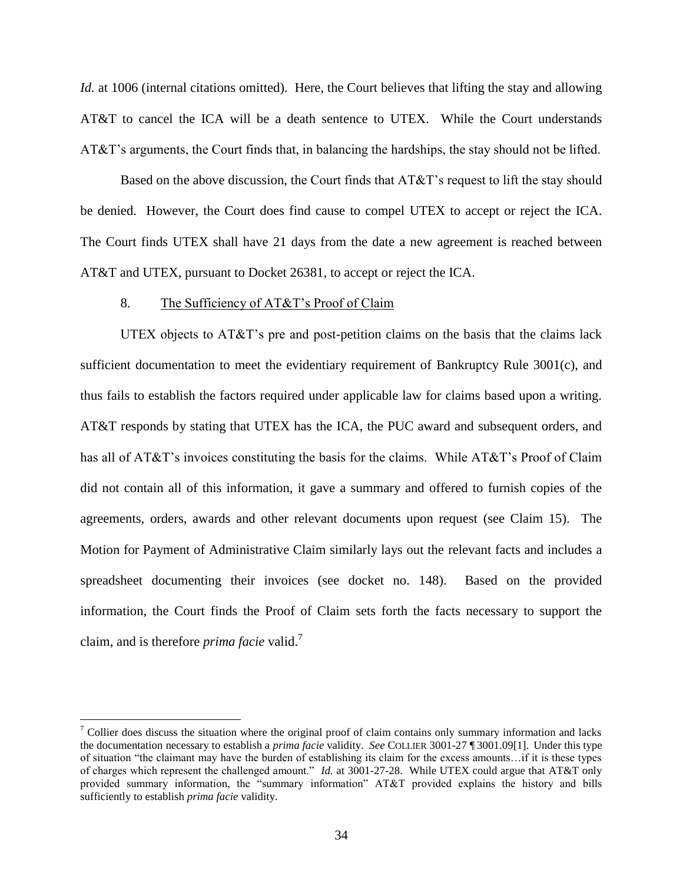*Id.* at 1006 (internal citations omitted). Here, the Court believes that lifting the stay and allowing AT&T to cancel the ICA will be a death sentence to UTEX. While the Court understands AT&T's arguments, the Court finds that, in balancing the hardships, the stay should not be lifted.

Based on the above discussion, the Court finds that AT&T's request to lift the stay should be denied. However, the Court does find cause to compel UTEX to accept or reject the ICA. The Court finds UTEX shall have 21 days from the date a new agreement is reached between AT&T and UTEX, pursuant to Docket 26381, to accept or reject the ICA.

8. <u>The Sufficiency of AT&T's Proof of Claim</u>

UTEX objects to AT&T's pre and post-petition claims on the basis that the claims lack sufficient documentation to meet the evidentiary requirement of Bankruptcy Rule 3001(c), and thus fails to establish the factors required under applicable law for claims based upon a writing. AT&T responds by stating that UTEX has the ICA, the PUC award and subsequent orders, and has all of AT&T's invoices constituting the basis for the claims. While AT&T's Proof of Claim did not contain all of this information, it gave a summary and offered to furnish copies of the agreements, orders, awards and other relevant documents upon request (see Claim 15). The Motion for Payment of Administrative Claim similarly lays out the relevant facts and includes a spreadsheet documenting their invoices (see docket no. 148). Based on the provided information, the Court finds the Proof of Claim sets forth the facts necessary to support the claim, and is therefore *prima facie* valid.[7]

[7] Collier does discuss the situation where the original proof of claim contains only summary information and lacks the documentation necessary to establish a *prima facie* validity. *See* COLLIER 3001-27 ¶ 3001.09[1]. Under this type of situation "the claimant may have the burden of establishing its claim for the excess amounts…if it is these types of charges which represent the challenged amount." *Id.* at 3001-27-28. While UTEX could argue that AT&T only provided summary information, the "summary information" AT&T provided explains the history and bills sufficiently to establish *prima facie* validity.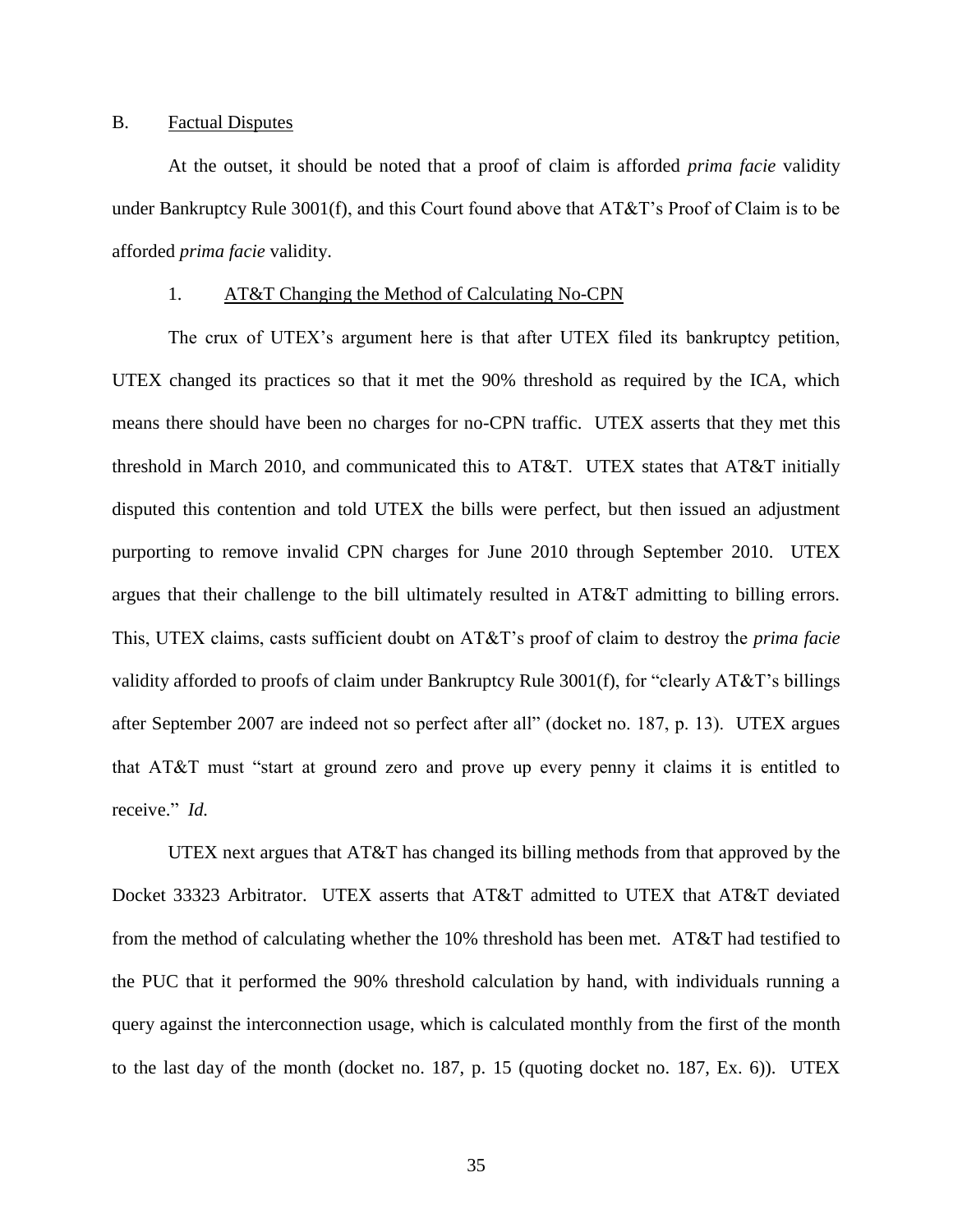B. Factual Disputes

At the outset, it should be noted that a proof of claim is afforded *prima facie* validity under Bankruptcy Rule 3001(f), and this Court found above that AT&T's Proof of Claim is to be afforded *prima facie* validity.

1. AT&T Changing the Method of Calculating No-CPN

The crux of UTEX's argument here is that after UTEX filed its bankruptcy petition, UTEX changed its practices so that it met the 90% threshold as required by the ICA, which means there should have been no charges for no-CPN traffic. UTEX asserts that they met this threshold in March 2010, and communicated this to AT&T. UTEX states that AT&T initially disputed this contention and told UTEX the bills were perfect, but then issued an adjustment purporting to remove invalid CPN charges for June 2010 through September 2010. UTEX argues that their challenge to the bill ultimately resulted in AT&T admitting to billing errors. This, UTEX claims, casts sufficient doubt on AT&T's proof of claim to destroy the *prima facie* validity afforded to proofs of claim under Bankruptcy Rule 3001(f), for "clearly AT&T's billings after September 2007 are indeed not so perfect after all" (docket no. 187, p. 13). UTEX argues that AT&T must "start at ground zero and prove up every penny it claims it is entitled to receive." *Id.*

UTEX next argues that AT&T has changed its billing methods from that approved by the Docket 33323 Arbitrator. UTEX asserts that AT&T admitted to UTEX that AT&T deviated from the method of calculating whether the 10% threshold has been met. AT&T had testified to the PUC that it performed the 90% threshold calculation by hand, with individuals running a query against the interconnection usage, which is calculated monthly from the first of the month to the last day of the month (docket no. 187, p. 15 (quoting docket no. 187, Ex. 6)). UTEX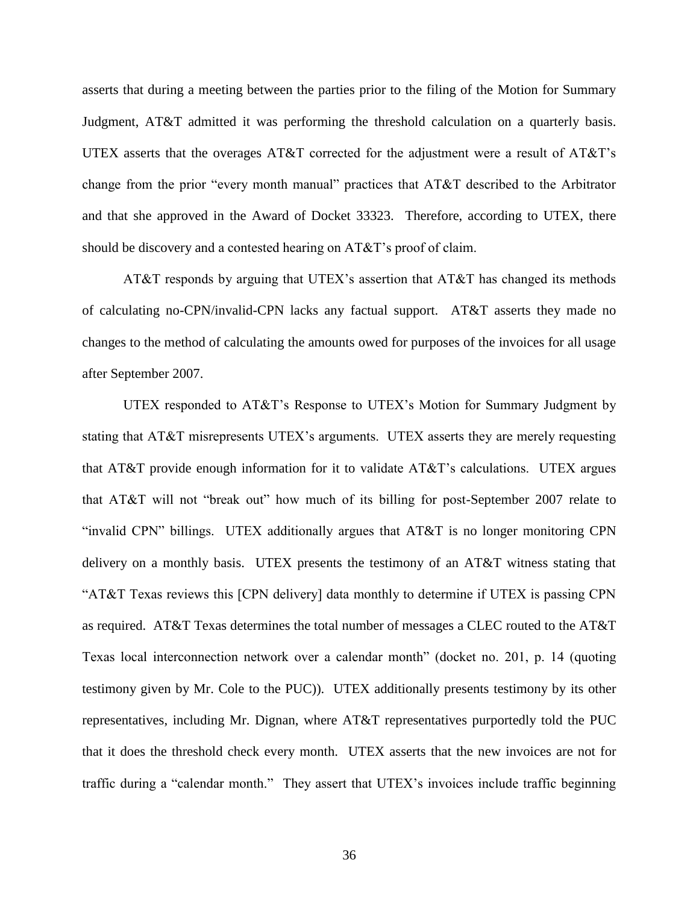asserts that during a meeting between the parties prior to the filing of the Motion for Summary Judgment, AT&T admitted it was performing the threshold calculation on a quarterly basis. UTEX asserts that the overages AT&T corrected for the adjustment were a result of AT&T's change from the prior "every month manual" practices that AT&T described to the Arbitrator and that she approved in the Award of Docket 33323. Therefore, according to UTEX, there should be discovery and a contested hearing on AT&T's proof of claim.

AT&T responds by arguing that UTEX's assertion that AT&T has changed its methods of calculating no-CPN/invalid-CPN lacks any factual support. AT&T asserts they made no changes to the method of calculating the amounts owed for purposes of the invoices for all usage after September 2007.

UTEX responded to AT&T's Response to UTEX's Motion for Summary Judgment by stating that AT&T misrepresents UTEX's arguments. UTEX asserts they are merely requesting that AT&T provide enough information for it to validate AT&T's calculations. UTEX argues that AT&T will not "break out" how much of its billing for post-September 2007 relate to "invalid CPN" billings. UTEX additionally argues that AT&T is no longer monitoring CPN delivery on a monthly basis. UTEX presents the testimony of an AT&T witness stating that "AT&T Texas reviews this [CPN delivery] data monthly to determine if UTEX is passing CPN as required. AT&T Texas determines the total number of messages a CLEC routed to the AT&T Texas local interconnection network over a calendar month" (docket no. 201, p. 14 (quoting testimony given by Mr. Cole to the PUC)). UTEX additionally presents testimony by its other representatives, including Mr. Dignan, where AT&T representatives purportedly told the PUC that it does the threshold check every month. UTEX asserts that the new invoices are not for traffic during a "calendar month." They assert that UTEX's invoices include traffic beginning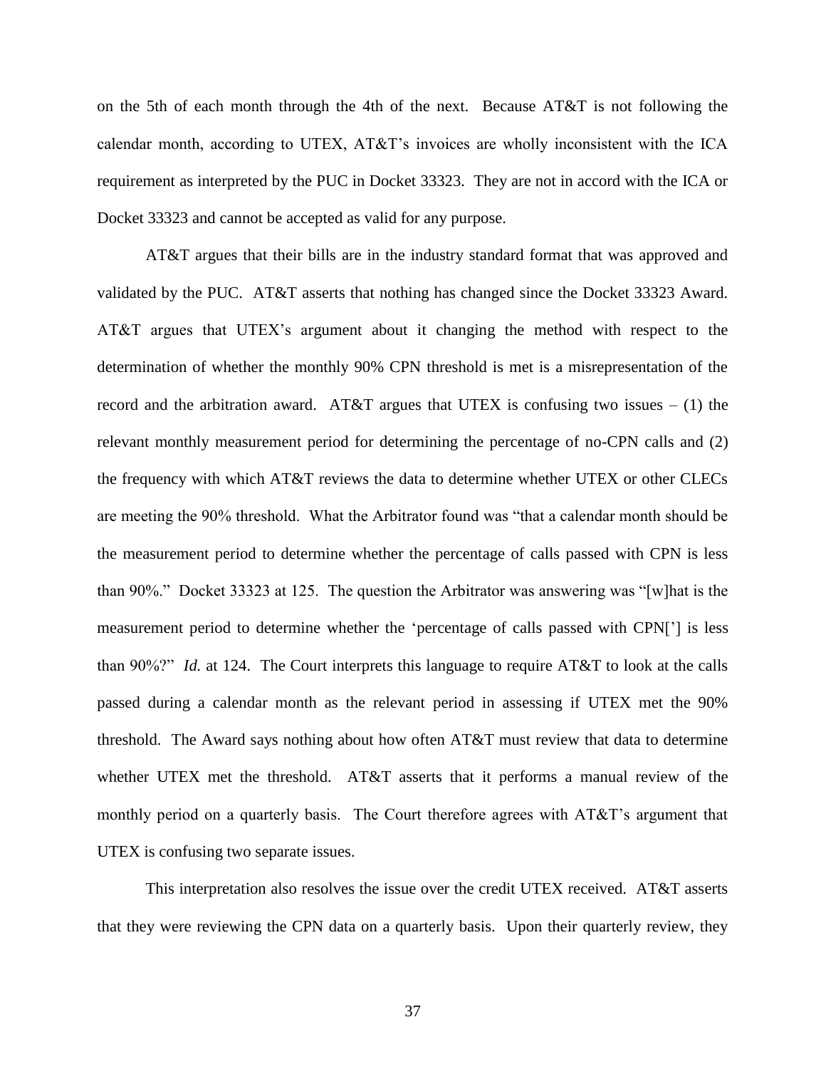on the 5th of each month through the 4th of the next. Because AT&T is not following the calendar month, according to UTEX, AT&T's invoices are wholly inconsistent with the ICA requirement as interpreted by the PUC in Docket 33323. They are not in accord with the ICA or Docket 33323 and cannot be accepted as valid for any purpose.

AT&T argues that their bills are in the industry standard format that was approved and validated by the PUC. AT&T asserts that nothing has changed since the Docket 33323 Award. AT&T argues that UTEX's argument about it changing the method with respect to the determination of whether the monthly 90% CPN threshold is met is a misrepresentation of the record and the arbitration award. AT&T argues that UTEX is confusing two issues – (1) the relevant monthly measurement period for determining the percentage of no-CPN calls and (2) the frequency with which AT&T reviews the data to determine whether UTEX or other CLECs are meeting the 90% threshold. What the Arbitrator found was "that a calendar month should be the measurement period to determine whether the percentage of calls passed with CPN is less than 90%." Docket 33323 at 125. The question the Arbitrator was answering was "[w]hat is the measurement period to determine whether the 'percentage of calls passed with CPN['] is less than 90%?" *Id.* at 124. The Court interprets this language to require AT&T to look at the calls passed during a calendar month as the relevant period in assessing if UTEX met the 90% threshold. The Award says nothing about how often AT&T must review that data to determine whether UTEX met the threshold. AT&T asserts that it performs a manual review of the monthly period on a quarterly basis. The Court therefore agrees with AT&T's argument that UTEX is confusing two separate issues.

This interpretation also resolves the issue over the credit UTEX received. AT&T asserts that they were reviewing the CPN data on a quarterly basis. Upon their quarterly review, they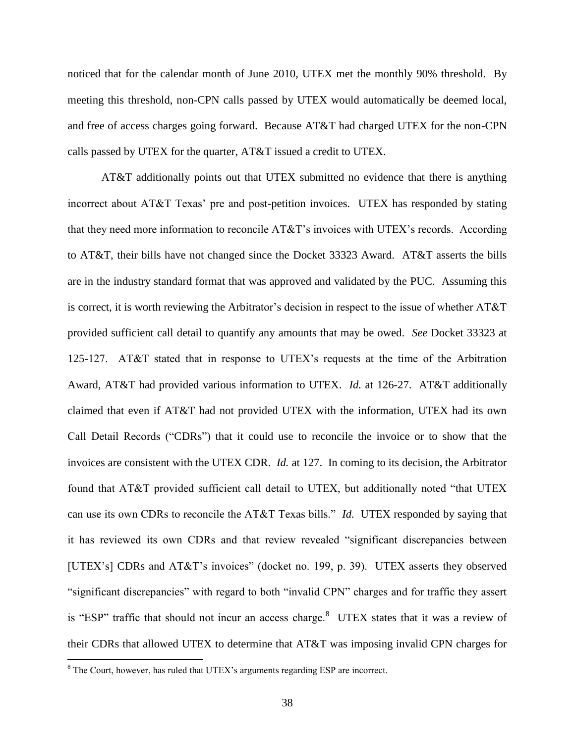noticed that for the calendar month of June 2010, UTEX met the monthly 90% threshold. By meeting this threshold, non-CPN calls passed by UTEX would automatically be deemed local, and free of access charges going forward. Because AT&T had charged UTEX for the non-CPN calls passed by UTEX for the quarter, AT&T issued a credit to UTEX.

AT&T additionally points out that UTEX submitted no evidence that there is anything incorrect about AT&T Texas' pre and post-petition invoices. UTEX has responded by stating that they need more information to reconcile AT&T's invoices with UTEX's records. According to AT&T, their bills have not changed since the Docket 33323 Award. AT&T asserts the bills are in the industry standard format that was approved and validated by the PUC. Assuming this is correct, it is worth reviewing the Arbitrator's decision in respect to the issue of whether AT&T provided sufficient call detail to quantify any amounts that may be owed. *See* Docket 33323 at 125-127. AT&T stated that in response to UTEX's requests at the time of the Arbitration Award, AT&T had provided various information to UTEX. *Id.* at 126-27. AT&T additionally claimed that even if AT&T had not provided UTEX with the information, UTEX had its own Call Detail Records ("CDRs") that it could use to reconcile the invoice or to show that the invoices are consistent with the UTEX CDR. *Id.* at 127. In coming to its decision, the Arbitrator found that AT&T provided sufficient call detail to UTEX, but additionally noted "that UTEX can use its own CDRs to reconcile the AT&T Texas bills." *Id.* UTEX responded by saying that it has reviewed its own CDRs and that review revealed "significant discrepancies between [UTEX's] CDRs and AT&T's invoices" (docket no. 199, p. 39). UTEX asserts they observed "significant discrepancies" with regard to both "invalid CPN" charges and for traffic they assert is "ESP" traffic that should not incur an access charge.[8] UTEX states that it was a review of their CDRs that allowed UTEX to determine that AT&T was imposing invalid CPN charges for

[8] The Court, however, has ruled that UTEX's arguments regarding ESP are incorrect.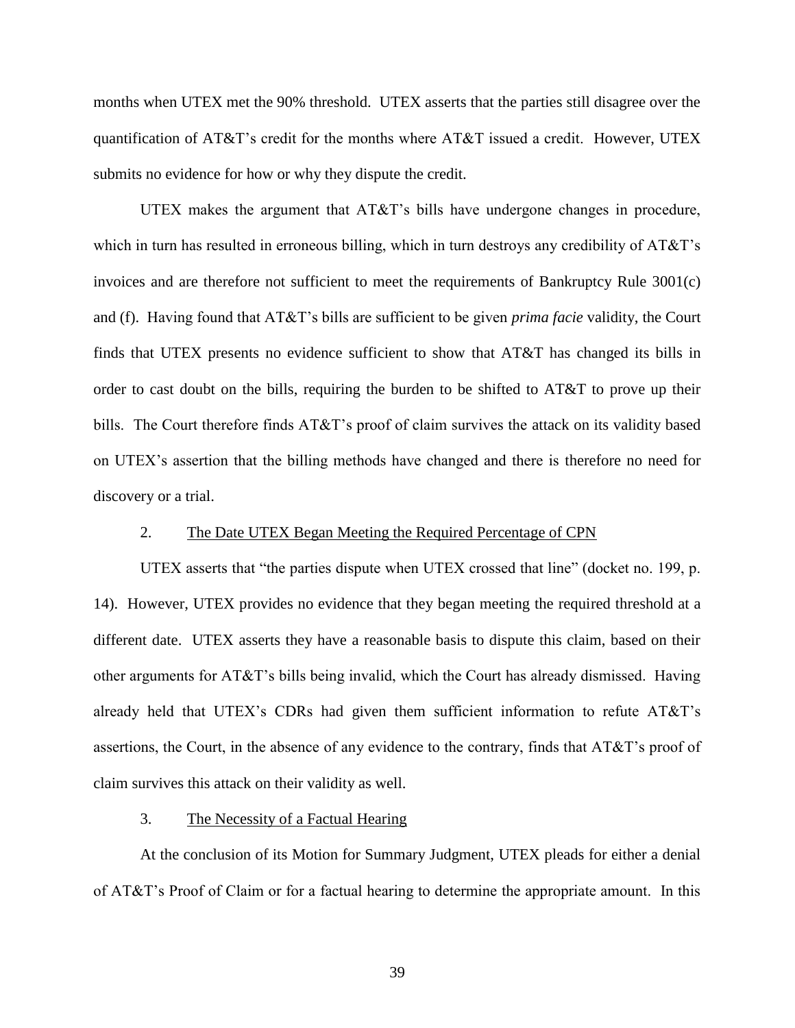months when UTEX met the 90% threshold. UTEX asserts that the parties still disagree over the quantification of AT&T's credit for the months where AT&T issued a credit. However, UTEX submits no evidence for how or why they dispute the credit.

UTEX makes the argument that AT&T's bills have undergone changes in procedure, which in turn has resulted in erroneous billing, which in turn destroys any credibility of AT&T's invoices and are therefore not sufficient to meet the requirements of Bankruptcy Rule 3001(c) and (f). Having found that AT&T's bills are sufficient to be given *prima facie* validity, the Court finds that UTEX presents no evidence sufficient to show that AT&T has changed its bills in order to cast doubt on the bills, requiring the burden to be shifted to AT&T to prove up their bills. The Court therefore finds AT&T's proof of claim survives the attack on its validity based on UTEX's assertion that the billing methods have changed and there is therefore no need for discovery or a trial.

2. The Date UTEX Began Meeting the Required Percentage of CPN

UTEX asserts that "the parties dispute when UTEX crossed that line" (docket no. 199, p. 14). However, UTEX provides no evidence that they began meeting the required threshold at a different date. UTEX asserts they have a reasonable basis to dispute this claim, based on their other arguments for AT&T's bills being invalid, which the Court has already dismissed. Having already held that UTEX's CDRs had given them sufficient information to refute AT&T's assertions, the Court, in the absence of any evidence to the contrary, finds that AT&T's proof of claim survives this attack on their validity as well.

3. The Necessity of a Factual Hearing

At the conclusion of its Motion for Summary Judgment, UTEX pleads for either a denial of AT&T's Proof of Claim or for a factual hearing to determine the appropriate amount. In this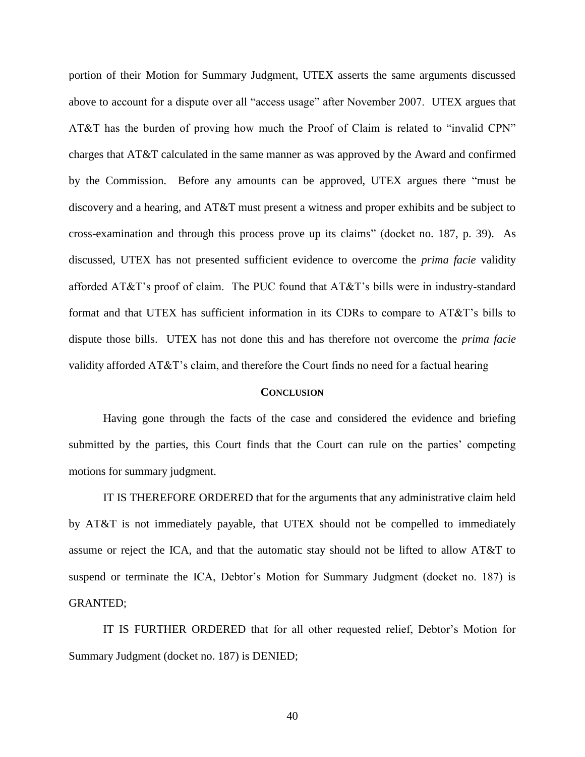portion of their Motion for Summary Judgment, UTEX asserts the same arguments discussed above to account for a dispute over all "access usage" after November 2007. UTEX argues that AT&T has the burden of proving how much the Proof of Claim is related to "invalid CPN" charges that AT&T calculated in the same manner as was approved by the Award and confirmed by the Commission. Before any amounts can be approved, UTEX argues there "must be discovery and a hearing, and AT&T must present a witness and proper exhibits and be subject to cross-examination and through this process prove up its claims" (docket no. 187, p. 39). As discussed, UTEX has not presented sufficient evidence to overcome the *prima facie* validity afforded AT&T's proof of claim. The PUC found that AT&T's bills were in industry-standard format and that UTEX has sufficient information in its CDRs to compare to AT&T's bills to dispute those bills. UTEX has not done this and has therefore not overcome the *prima facie* validity afforded AT&T's claim, and therefore the Court finds no need for a factual hearing

## CONCLUSION

Having gone through the facts of the case and considered the evidence and briefing submitted by the parties, this Court finds that the Court can rule on the parties' competing motions for summary judgment.

IT IS THEREFORE ORDERED that for the arguments that any administrative claim held by AT&T is not immediately payable, that UTEX should not be compelled to immediately assume or reject the ICA, and that the automatic stay should not be lifted to allow AT&T to suspend or terminate the ICA, Debtor's Motion for Summary Judgment (docket no. 187) is GRANTED;

IT IS FURTHER ORDERED that for all other requested relief, Debtor's Motion for Summary Judgment (docket no. 187) is DENIED;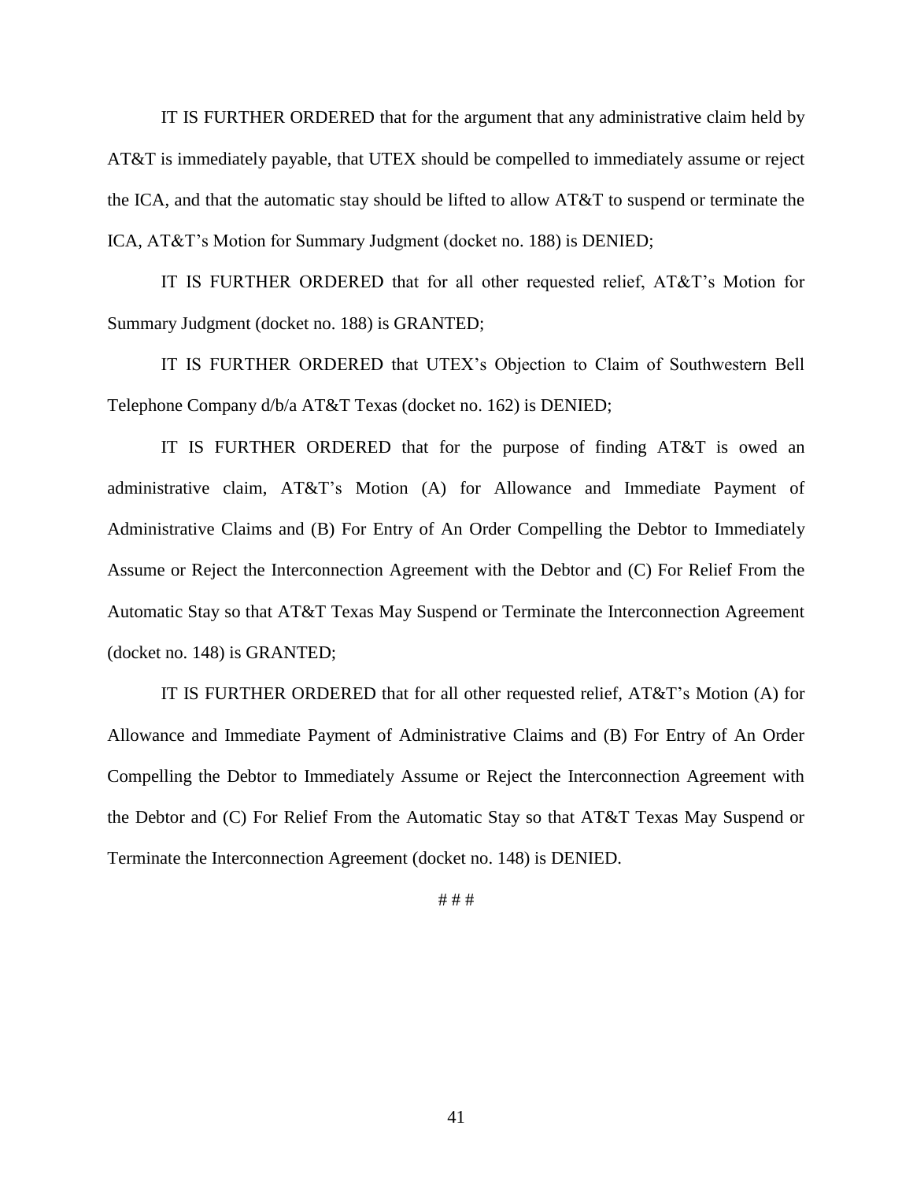IT IS FURTHER ORDERED that for the argument that any administrative claim held by AT&T is immediately payable, that UTEX should be compelled to immediately assume or reject the ICA, and that the automatic stay should be lifted to allow AT&T to suspend or terminate the ICA, AT&T's Motion for Summary Judgment (docket no. 188) is DENIED;

IT IS FURTHER ORDERED that for all other requested relief, AT&T's Motion for Summary Judgment (docket no. 188) is GRANTED;

IT IS FURTHER ORDERED that UTEX's Objection to Claim of Southwestern Bell Telephone Company d/b/a AT&T Texas (docket no. 162) is DENIED;

IT IS FURTHER ORDERED that for the purpose of finding AT&T is owed an administrative claim, AT&T's Motion (A) for Allowance and Immediate Payment of Administrative Claims and (B) For Entry of An Order Compelling the Debtor to Immediately Assume or Reject the Interconnection Agreement with the Debtor and (C) For Relief From the Automatic Stay so that AT&T Texas May Suspend or Terminate the Interconnection Agreement (docket no. 148) is GRANTED;

IT IS FURTHER ORDERED that for all other requested relief, AT&T's Motion (A) for Allowance and Immediate Payment of Administrative Claims and (B) For Entry of An Order Compelling the Debtor to Immediately Assume or Reject the Interconnection Agreement with the Debtor and (C) For Relief From the Automatic Stay so that AT&T Texas May Suspend or Terminate the Interconnection Agreement (docket no. 148) is DENIED.

# # #